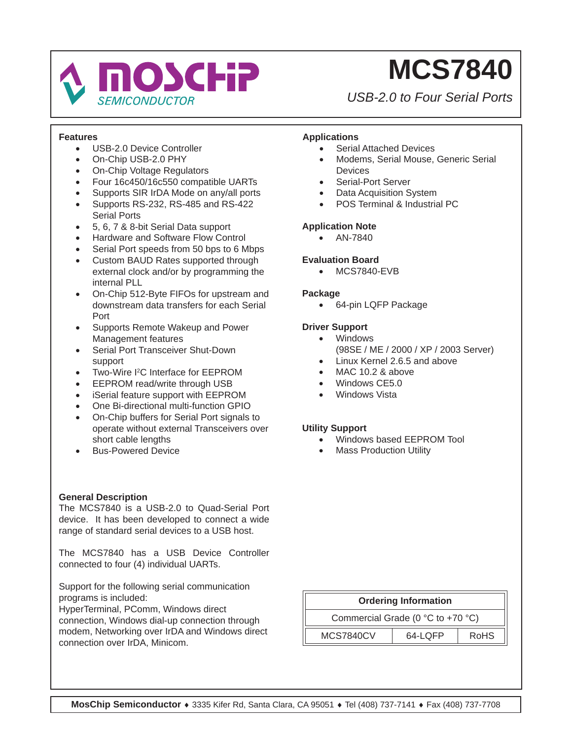# MCS7840

*USB-2.0 to Four Serial Ports*

## Features

- USB-2.0 Device Controller
- On-Chip USB-2.0 PHY
- On-Chip Voltage Regulators
- Four 16c450/16c550 compatible UARTs
- Supports SIR IrDA Mode on any/all ports
- Supports RS-232, RS-485 and RS-422 Serial Ports
- 5, 6, 7 & 8-bit Serial Data support
- Hardware and Software Flow Control
- Serial Port speeds from 50 bps to 6 Mbps
- Custom BAUD Rates supported through external clock and/or by programming the internal PLL
- On-Chip 512-Byte FIFOs for upstream and downstream data transfers for each Serial Port
- Supports Remote Wakeup and Power Management features
- Serial Port Transceiver Shut-Down support
- Two-Wire I²C Interface for EEPROM
- EEPROM read/write through USB
- iSerial feature support with EEPROM
- One Bi-directional multi-function GPIO
- On-Chip buffers for Serial Port signals to operate without external Transceivers over short cable lengths
- Bus-Powered Device

## Applications

- Serial Attached Devices
- Modems, Serial Mouse, Generic Serial Devices
- Serial-Port Server
- Data Acquisition System
- POS Terminal & Industrial PC

## Application Note

- AN-7840

## Evaluation Board

- MCS7840-EVB

## Package

- 64-pin LQFP Package

## Driver Support

- Windows (98SE / ME / 2000 / XP / 2003 Server)
- Linux Kernel 2.6.5 and above
- MAC 10.2 & above
- Windows CE5.0
- Windows Vista

## Utility Support

- Windows based EEPROM Tool
- Mass Production Utility

## General Description

The MCS7840 is a USB-2.0 to Quad-Serial Port device. It has been developed to connect a wide range of standard serial devices to a USB host.

The MCS7840 has a USB Device Controller connected to four (4) individual UARTs.

Support for the following serial communication programs is included:
HyperTerminal, PComm, Windows direct connection, Windows dial-up connection through modem, Networking over IrDA and Windows direct connection over IrDA, Minicom.

| Ordering Information | | |
|---|---|---|
| Commercial Grade (0 °C to +70 °C) | | |
| MCS7840CV | 64-LQFP | RoHS |

**MosChip Semiconductor** ♦ 3335 Kifer Rd, Santa Clara, CA 95051 ♦ Tel (408) 737-7141 ♦ Fax (408) 737-7708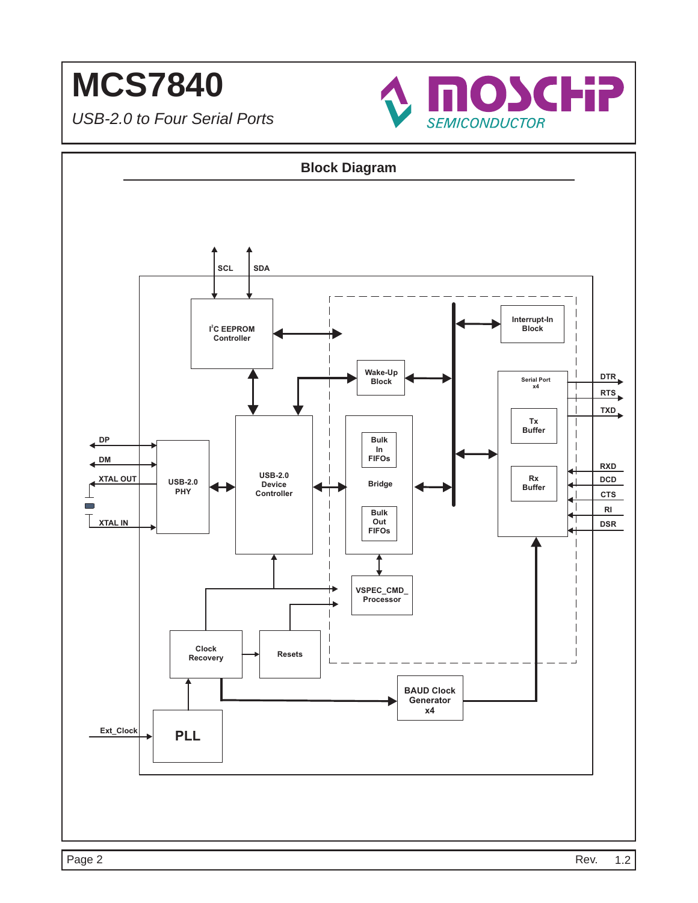## Block Diagram

SCL SDA

I²C EEPROM Controller

Interrupt-In Block

Wake-Up Block

Serial Port x4

Tx Buffer

Rx Buffer

DTR RTS TXD RXD DCD CTS RI DSR

DP DM XTAL OUT XTAL IN

USB-2.0 PHY

USB-2.0 Device Controller

Bulk In FIFOs

Bridge

Bulk Out FIFOs

VSPEC_CMD_ Processor

Clock Recovery

Resets

BAUD Clock Generator x4

Ext_Clock

PLL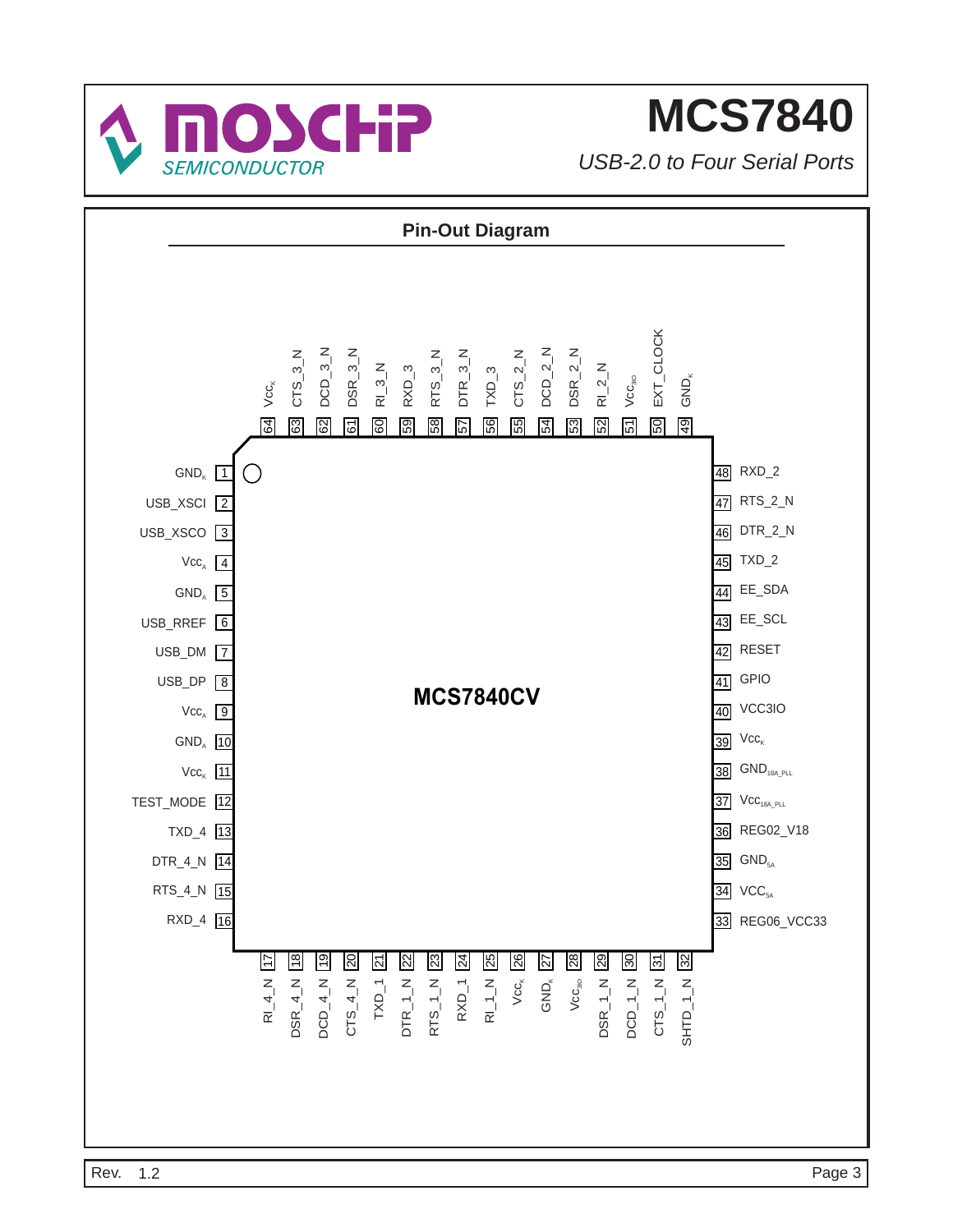# MCS7840

*USB-2.0 to Four Serial Ports*

## Pin-Out Diagram

**MCS7840CV**

| Pin | Name | Pin | Name |
|---|---|---|---|
| 1 | $GND_K$ | 33 | REG06_VCC33 |
| 2 | USB_XSCI | 34 | $VCC_{5A}$ |
| 3 | USB_XSCO | 35 | $GND_{5A}$ |
| 4 | $Vcc_A$ | 36 | REG02_V18 |
| 5 | $GND_A$ | 37 | $Vcc_{18A\_PLL}$ |
| 6 | USB_RREF | 38 | $GND_{18A\_PLL}$ |
| 7 | USB_DM | 39 | $Vcc_K$ |
| 8 | USB_DP | 40 | VCC3IO |
| 9 | $Vcc_A$ | 41 | GPIO |
| 10 | $GND_A$ | 42 | RESET |
| 11 | $Vcc_K$ | 43 | EE_SCL |
| 12 | TEST_MODE | 44 | EE_SDA |
| 13 | TXD_4 | 45 | TXD_2 |
| 14 | DTR_4_N | 46 | DTR_2_N |
| 15 | RTS_4_N | 47 | RTS_2_N |
| 16 | RXD_4 | 48 | RXD_2 |
| 17 | RI_4_N | 49 | $GND_K$ |
| 18 | DSR_4_N | 50 | EXT_CLOCK |
| 19 | DCD_4_N | 51 | $Vcc_{3IO}$ |
| 20 | CTS_4_N | 52 | RI_2_N |
| 21 | TXD_1 | 53 | DSR_2_N |
| 22 | DTR_1_N | 54 | DCD_2_N |
| 23 | RTS_1_N | 55 | CTS_2_N |
| 24 | RXD_1 | 56 | TXD_3 |
| 25 | RI_1_N | 57 | DTR_3_N |
| 26 | $Vcc_K$ | 58 | RTS_3_N |
| 27 | $GND_K$ | 59 | RXD_3 |
| 28 | $Vcc_{3IO}$ | 60 | RI_3_N |
| 29 | DSR_1_N | 61 | DSR_3_N |
| 30 | DCD_1_N | 62 | DCD_3_N |
| 31 | CTS_1_N | 63 | CTS_3_N |
| 32 | SHTD_1_N | 64 | $Vcc_K$ |

Rev. 1.2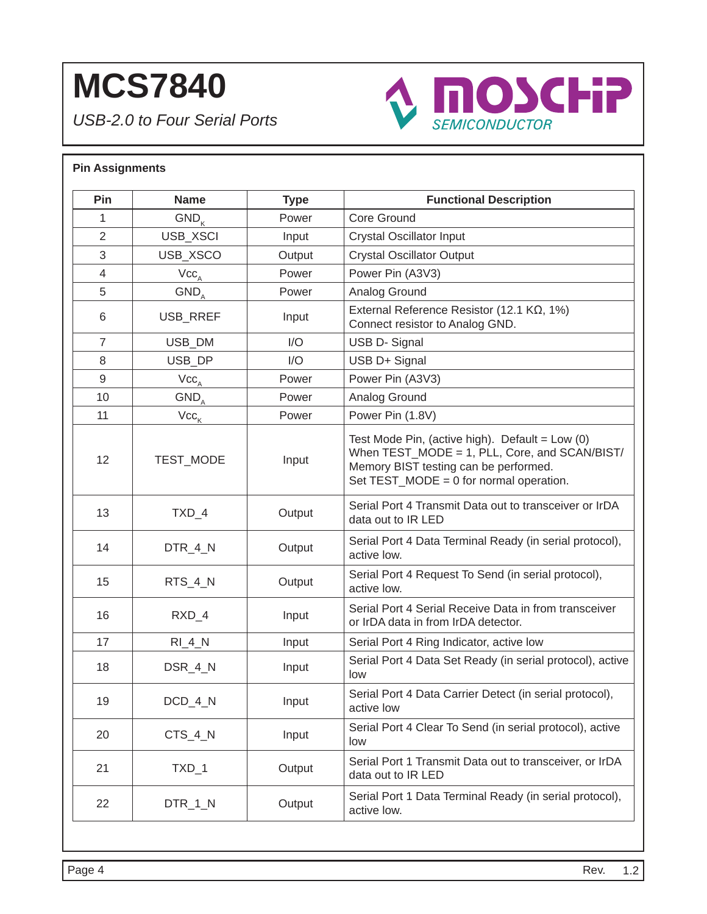# MCS7840

*USB-2.0 to Four Serial Ports*

### Pin Assignments

| Pin | Name | Type | Functional Description |
|---|---|---|---|
| 1 | $GND_K$ | Power | Core Ground |
| 2 | USB_XSCI | Input | Crystal Oscillator Input |
| 3 | USB_XSCO | Output | Crystal Oscillator Output |
| 4 | $Vcc_A$ | Power | Power Pin (A3V3) |
| 5 | $GND_A$ | Power | Analog Ground |
| 6 | USB_RREF | Input | External Reference Resistor (12.1 KΩ, 1%) Connect resistor to Analog GND. |
| 7 | USB_DM | I/O | USB D- Signal |
| 8 | USB_DP | I/O | USB D+ Signal |
| 9 | $Vcc_A$ | Power | Power Pin (A3V3) |
| 10 | $GND_A$ | Power | Analog Ground |
| 11 | $Vcc_K$ | Power | Power Pin (1.8V) |
| 12 | TEST_MODE | Input | Test Mode Pin, (active high). Default = Low (0) When TEST_MODE = 1, PLL, Core, and SCAN/BIST/ Memory BIST testing can be performed. Set TEST_MODE = 0 for normal operation. |
| 13 | TXD_4 | Output | Serial Port 4 Transmit Data out to transceiver or IrDA data out to IR LED |
| 14 | DTR_4_N | Output | Serial Port 4 Data Terminal Ready (in serial protocol), active low. |
| 15 | RTS_4_N | Output | Serial Port 4 Request To Send (in serial protocol), active low. |
| 16 | RXD_4 | Input | Serial Port 4 Serial Receive Data in from transceiver or IrDA data in from IrDA detector. |
| 17 | RI_4_N | Input | Serial Port 4 Ring Indicator, active low |
| 18 | DSR_4_N | Input | Serial Port 4 Data Set Ready (in serial protocol), active low |
| 19 | DCD_4_N | Input | Serial Port 4 Data Carrier Detect (in serial protocol), active low |
| 20 | CTS_4_N | Input | Serial Port 4 Clear To Send (in serial protocol), active low |
| 21 | TXD_1 | Output | Serial Port 1 Transmit Data out to transceiver, or IrDA data out to IR LED |
| 22 | DTR_1_N | Output | Serial Port 1 Data Terminal Ready (in serial protocol), active low. |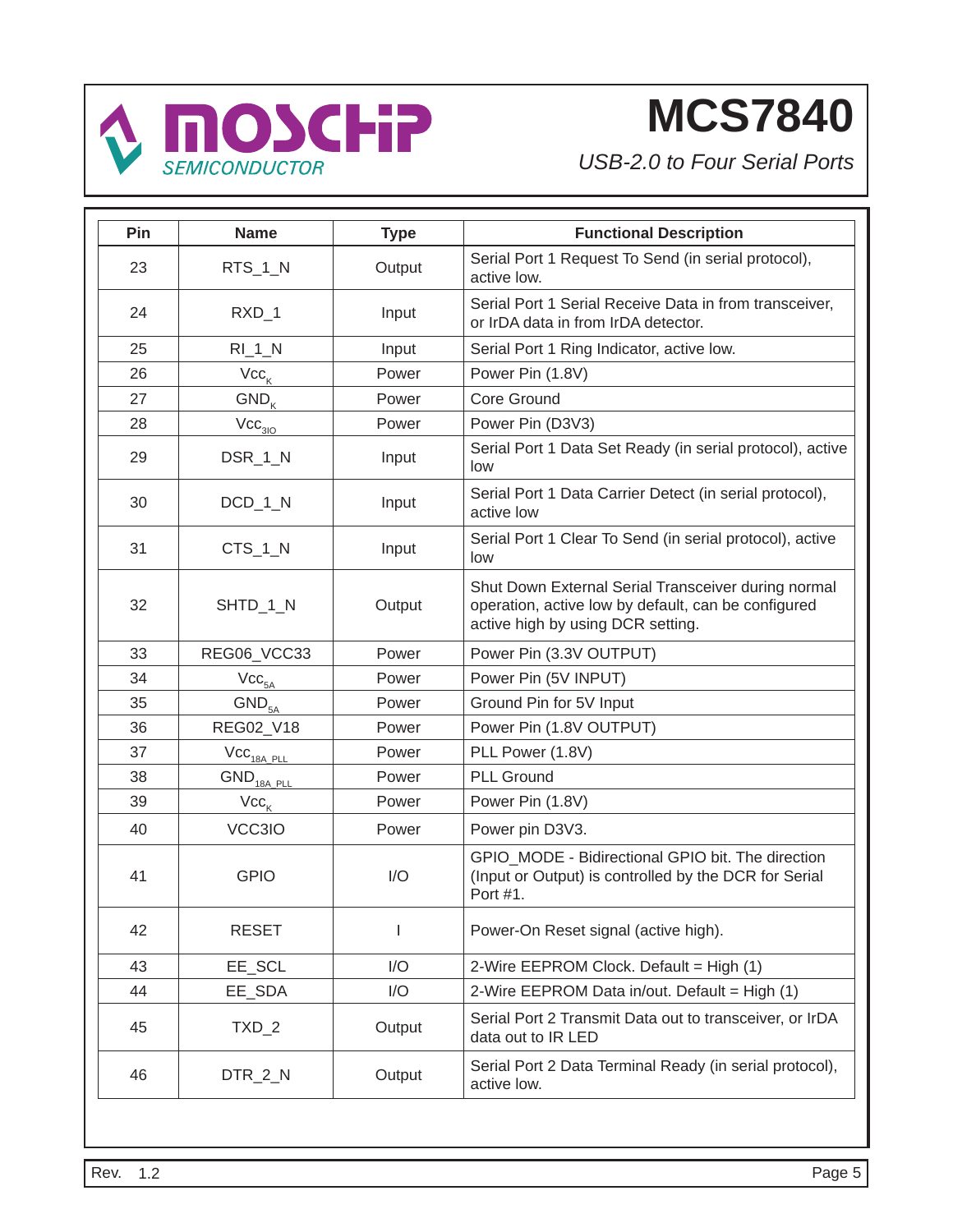| Pin | Name | Type | Functional Description |
|---|---|---|---|
| 23 | RTS_1_N | Output | Serial Port 1 Request To Send (in serial protocol), active low. |
| 24 | RXD_1 | Input | Serial Port 1 Serial Receive Data in from transceiver, or IrDA data in from IrDA detector. |
| 25 | RI_1_N | Input | Serial Port 1 Ring Indicator, active low. |
| 26 | $Vcc_K$ | Power | Power Pin (1.8V) |
| 27 | $GND_K$ | Power | Core Ground |
| 28 | $Vcc_{3IO}$ | Power | Power Pin (D3V3) |
| 29 | DSR_1_N | Input | Serial Port 1 Data Set Ready (in serial protocol), active low |
| 30 | DCD_1_N | Input | Serial Port 1 Data Carrier Detect (in serial protocol), active low |
| 31 | CTS_1_N | Input | Serial Port 1 Clear To Send (in serial protocol), active low |
| 32 | SHTD_1_N | Output | Shut Down External Serial Transceiver during normal operation, active low by default, can be configured active high by using DCR setting. |
| 33 | REG06_VCC33 | Power | Power Pin (3.3V OUTPUT) |
| 34 | $Vcc_{5A}$ | Power | Power Pin (5V INPUT) |
| 35 | $GND_{5A}$ | Power | Ground Pin for 5V Input |
| 36 | REG02_V18 | Power | Power Pin (1.8V OUTPUT) |
| 37 | $Vcc_{18A\_PLL}$ | Power | PLL Power (1.8V) |
| 38 | $GND_{18A\_PLL}$ | Power | PLL Ground |
| 39 | $Vcc_K$ | Power | Power Pin (1.8V) |
| 40 | VCC3IO | Power | Power pin D3V3. |
| 41 | GPIO | I/O | GPIO_MODE - Bidirectional GPIO bit. The direction (Input or Output) is controlled by the DCR for Serial Port #1. |
| 42 | RESET | I | Power-On Reset signal (active high). |
| 43 | EE_SCL | I/O | 2-Wire EEPROM Clock. Default = High (1) |
| 44 | EE_SDA | I/O | 2-Wire EEPROM Data in/out. Default = High (1) |
| 45 | TXD_2 | Output | Serial Port 2 Transmit Data out to transceiver, or IrDA data out to IR LED |
| 46 | DTR_2_N | Output | Serial Port 2 Data Terminal Ready (in serial protocol), active low. |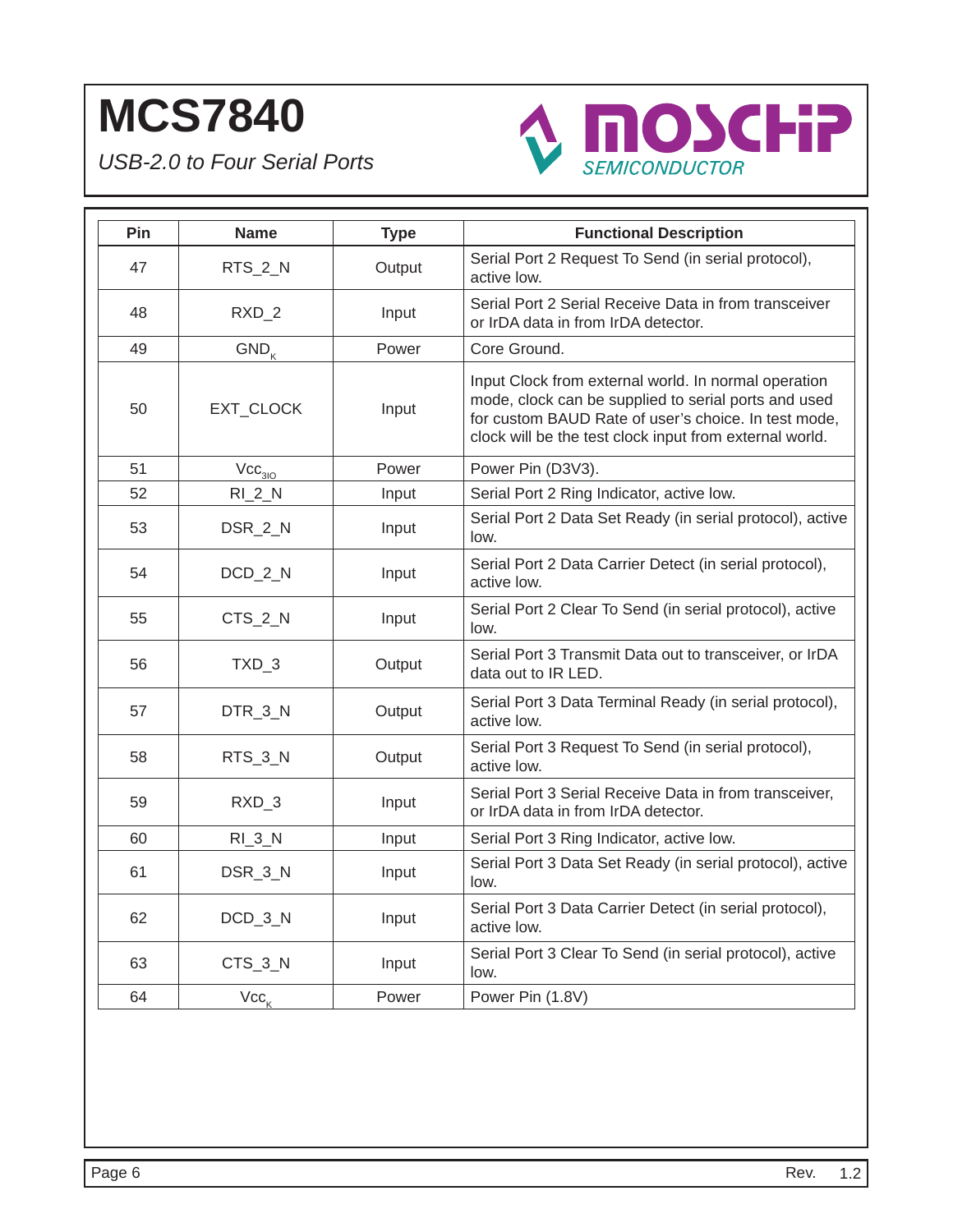| Pin | Name | Type | Functional Description |
| --- | --- | --- | --- |
| 47 | RTS_2_N | Output | Serial Port 2 Request To Send (in serial protocol), active low. |
| 48 | RXD_2 | Input | Serial Port 2 Serial Receive Data in from transceiver or IrDA data in from IrDA detector. |
| 49 | $GND_K$ | Power | Core Ground. |
| 50 | EXT_CLOCK | Input | Input Clock from external world. In normal operation mode, clock can be supplied to serial ports and used for custom BAUD Rate of user's choice. In test mode, clock will be the test clock input from external world. |
| 51 | $Vcc_{3IO}$ | Power | Power Pin (D3V3). |
| 52 | RI_2_N | Input | Serial Port 2 Ring Indicator, active low. |
| 53 | DSR_2_N | Input | Serial Port 2 Data Set Ready (in serial protocol), active low. |
| 54 | DCD_2_N | Input | Serial Port 2 Data Carrier Detect (in serial protocol), active low. |
| 55 | CTS_2_N | Input | Serial Port 2 Clear To Send (in serial protocol), active low. |
| 56 | TXD_3 | Output | Serial Port 3 Transmit Data out to transceiver, or IrDA data out to IR LED. |
| 57 | DTR_3_N | Output | Serial Port 3 Data Terminal Ready (in serial protocol), active low. |
| 58 | RTS_3_N | Output | Serial Port 3 Request To Send (in serial protocol), active low. |
| 59 | RXD_3 | Input | Serial Port 3 Serial Receive Data in from transceiver, or IrDA data in from IrDA detector. |
| 60 | RI_3_N | Input | Serial Port 3 Ring Indicator, active low. |
| 61 | DSR_3_N | Input | Serial Port 3 Data Set Ready (in serial protocol), active low. |
| 62 | DCD_3_N | Input | Serial Port 3 Data Carrier Detect (in serial protocol), active low. |
| 63 | CTS_3_N | Input | Serial Port 3 Clear To Send (in serial protocol), active low. |
| 64 | $Vcc_K$ | Power | Power Pin (1.8V) |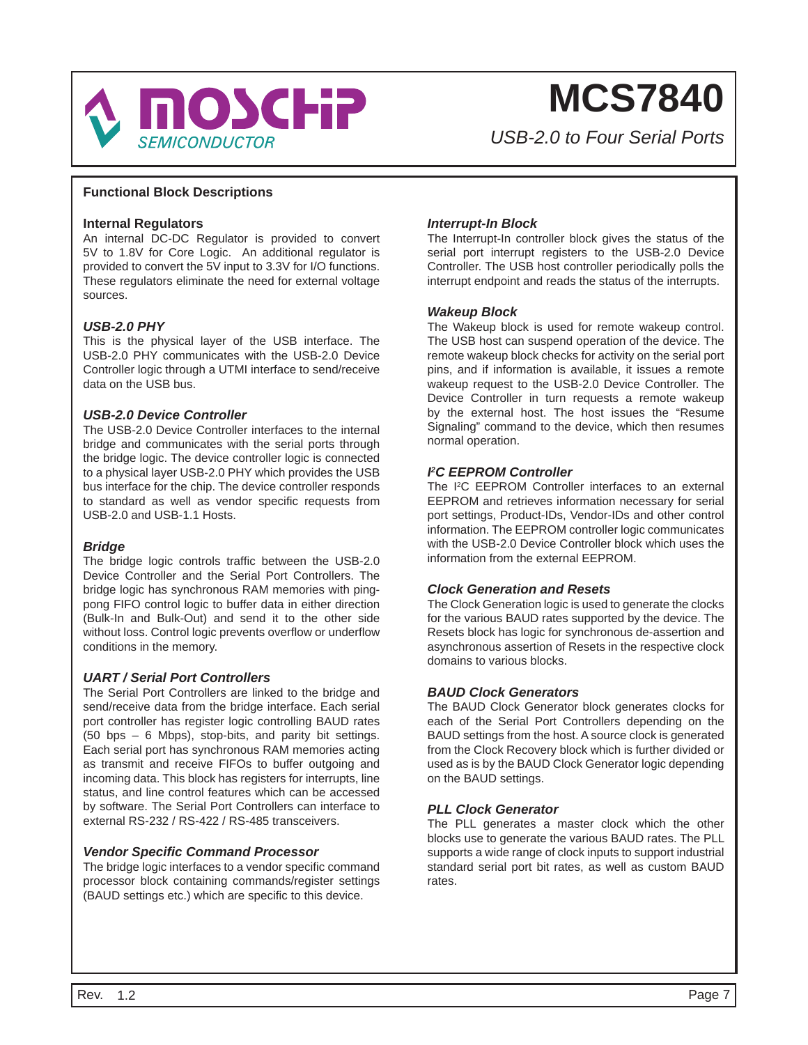## Functional Block Descriptions

### Internal Regulators

An internal DC-DC Regulator is provided to convert 5V to 1.8V for Core Logic. An additional regulator is provided to convert the 5V input to 3.3V for I/O functions. These regulators eliminate the need for external voltage sources.

### *USB-2.0 PHY*

This is the physical layer of the USB interface. The USB-2.0 PHY communicates with the USB-2.0 Device Controller logic through a UTMI interface to send/receive data on the USB bus.

### *USB-2.0 Device Controller*

The USB-2.0 Device Controller interfaces to the internal bridge and communicates with the serial ports through the bridge logic. The device controller logic is connected to a physical layer USB-2.0 PHY which provides the USB bus interface for the chip. The device controller responds to standard as well as vendor specific requests from USB-2.0 and USB-1.1 Hosts.

### *Bridge*

The bridge logic controls traffic between the USB-2.0 Device Controller and the Serial Port Controllers. The bridge logic has synchronous RAM memories with ping-pong FIFO control logic to buffer data in either direction (Bulk-In and Bulk-Out) and send it to the other side without loss. Control logic prevents overflow or underflow conditions in the memory.

### *UART / Serial Port Controllers*

The Serial Port Controllers are linked to the bridge and send/receive data from the bridge interface. Each serial port controller has register logic controlling BAUD rates (50 bps – 6 Mbps), stop-bits, and parity bit settings. Each serial port has synchronous RAM memories acting as transmit and receive FIFOs to buffer outgoing and incoming data. This block has registers for interrupts, line status, and line control features which can be accessed by software. The Serial Port Controllers can interface to external RS-232 / RS-422 / RS-485 transceivers.

### *Vendor Specific Command Processor*

The bridge logic interfaces to a vendor specific command processor block containing commands/register settings (BAUD settings etc.) which are specific to this device.

### *Interrupt-In Block*

The Interrupt-In controller block gives the status of the serial port interrupt registers to the USB-2.0 Device Controller. The USB host controller periodically polls the interrupt endpoint and reads the status of the interrupts.

### *Wakeup Block*

The Wakeup block is used for remote wakeup control. The USB host can suspend operation of the device. The remote wakeup block checks for activity on the serial port pins, and if information is available, it issues a remote wakeup request to the USB-2.0 Device Controller. The Device Controller in turn requests a remote wakeup by the external host. The host issues the "Resume Signaling" command to the device, which then resumes normal operation.

### *I²C EEPROM Controller*

The I²C EEPROM Controller interfaces to an external EEPROM and retrieves information necessary for serial port settings, Product-IDs, Vendor-IDs and other control information. The EEPROM controller logic communicates with the USB-2.0 Device Controller block which uses the information from the external EEPROM.

### *Clock Generation and Resets*

The Clock Generation logic is used to generate the clocks for the various BAUD rates supported by the device. The Resets block has logic for synchronous de-assertion and asynchronous assertion of Resets in the respective clock domains to various blocks.

### *BAUD Clock Generators*

The BAUD Clock Generator block generates clocks for each of the Serial Port Controllers depending on the BAUD settings from the host. A source clock is generated from the Clock Recovery block which is further divided or used as is by the BAUD Clock Generator logic depending on the BAUD settings.

### *PLL Clock Generator*

The PLL generates a master clock which the other blocks use to generate the various BAUD rates. The PLL supports a wide range of clock inputs to support industrial standard serial port bit rates, as well as custom BAUD rates.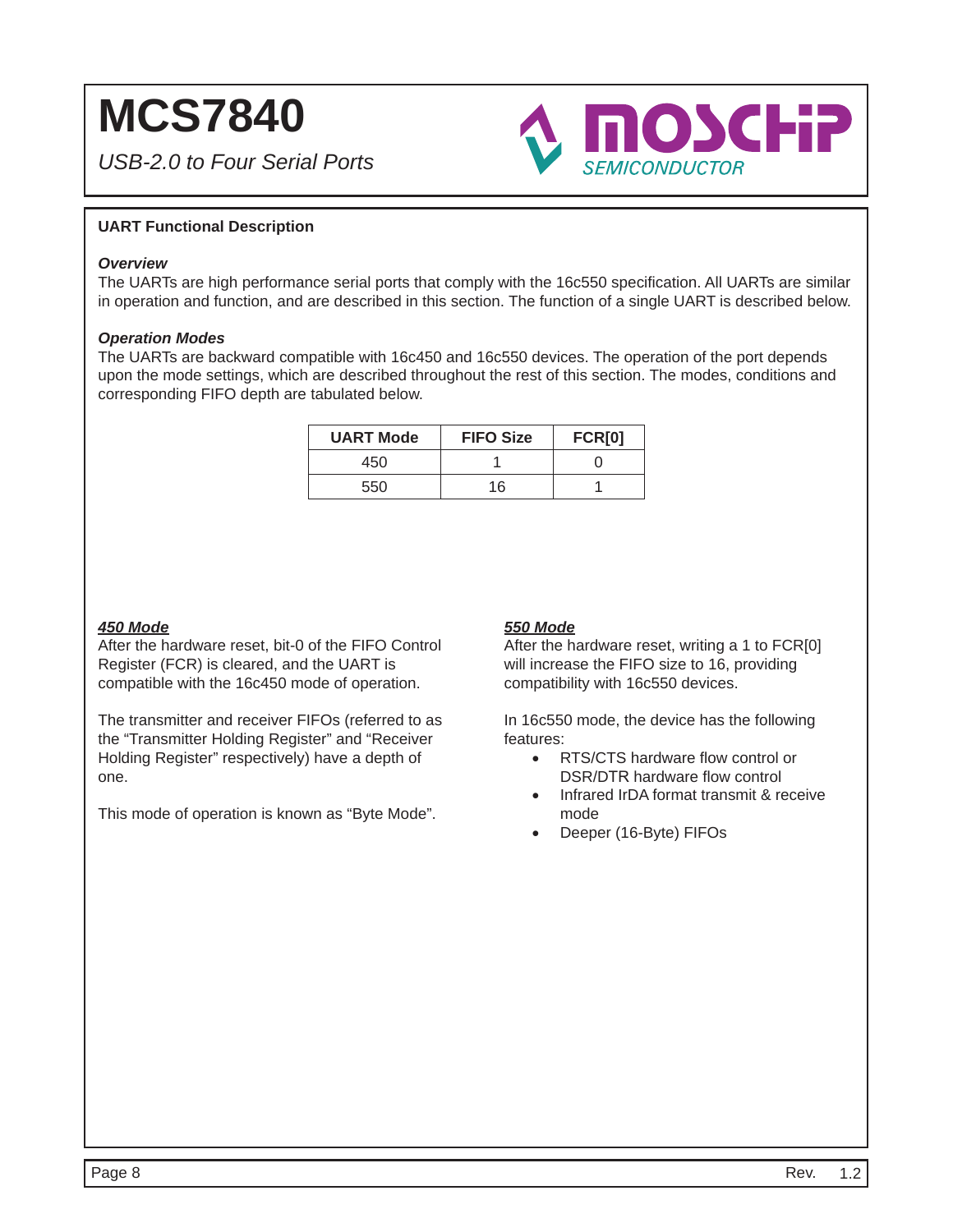## UART Functional Description

### *Overview*

The UARTs are high performance serial ports that comply with the 16c550 specification. All UARTs are similar in operation and function, and are described in this section. The function of a single UART is described below.

### *Operation Modes*

The UARTs are backward compatible with 16c450 and 16c550 devices. The operation of the port depends upon the mode settings, which are described throughout the rest of this section. The modes, conditions and corresponding FIFO depth are tabulated below.

| UART Mode | FIFO Size | FCR[0] |
|---|---|---|
| 450 | 1 | 0 |
| 550 | 16 | 1 |

#### ***450 Mode***

After the hardware reset, bit-0 of the FIFO Control Register (FCR) is cleared, and the UART is compatible with the 16c450 mode of operation.

The transmitter and receiver FIFOs (referred to as the "Transmitter Holding Register" and "Receiver Holding Register" respectively) have a depth of one.

This mode of operation is known as "Byte Mode".

#### ***550 Mode***

After the hardware reset, writing a 1 to FCR[0] will increase the FIFO size to 16, providing compatibility with 16c550 devices.

In 16c550 mode, the device has the following features:

- RTS/CTS hardware flow control or DSR/DTR hardware flow control
- Infrared IrDA format transmit & receive mode
- Deeper (16-Byte) FIFOs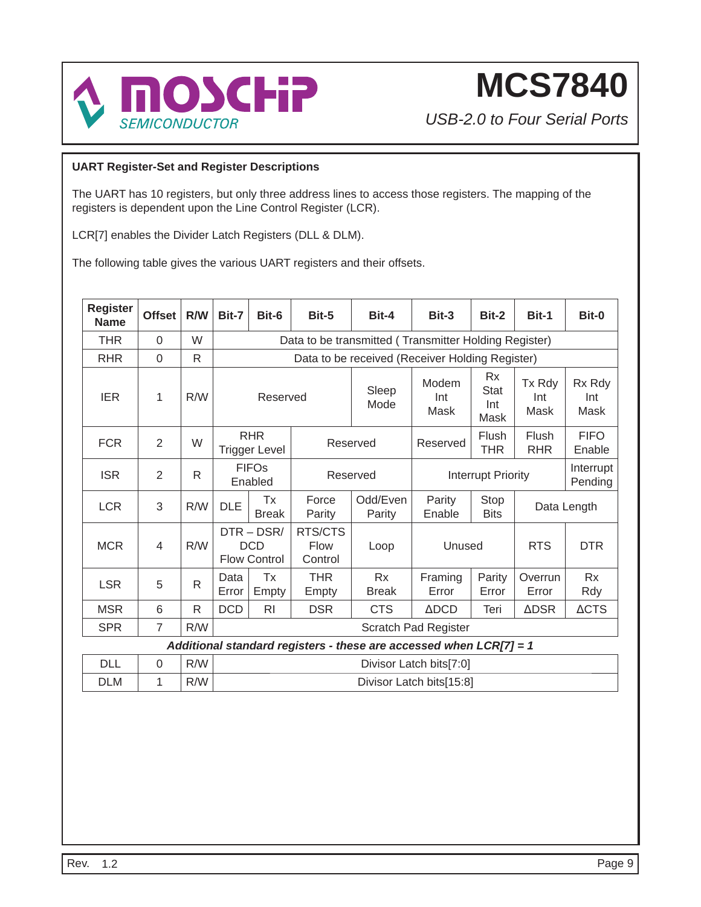## UART Register-Set and Register Descriptions

The UART has 10 registers, but only three address lines to access those registers. The mapping of the registers is dependent upon the Line Control Register (LCR).

LCR[7] enables the Divider Latch Registers (DLL & DLM).

The following table gives the various UART registers and their offsets.

| Register Name | Offset | R/W | Bit-7 | Bit-6 | Bit-5 | Bit-4 | Bit-3 | Bit-2 | Bit-1 | Bit-0 |
|---|---|---|---|---|---|---|---|---|---|---|
| THR | 0 | W | Data to be transmitted ( Transmitter Holding Register) | | | | | | | |
| RHR | 0 | R | Data to be received (Receiver Holding Register) | | | | | | | |
| IER | 1 | R/W | Reserved | | | Sleep Mode | Modem Int Mask | Rx Stat Int Mask | Tx Rdy Int Mask | Rx Rdy Int Mask |
| FCR | 2 | W | RHR Trigger Level | | Reserved | | Reserved | Flush THR | Flush RHR | FIFO Enable |
| ISR | 2 | R | FIFOs Enabled | | Reserved | | Interrupt Priority | | | Interrupt Pending |
| LCR | 3 | R/W | DLE | Tx Break | Force Parity | Odd/Even Parity | Parity Enable | Stop Bits | Data Length | |
| MCR | 4 | R/W | DTR – DSR/ DCD Flow Control | | RTS/CTS Flow Control | Loop | Unused | | RTS | DTR |
| LSR | 5 | R | Data Error | Tx Empty | THR Empty | Rx Break | Framing Error | Parity Error | Overrun Error | Rx Rdy |
| MSR | 6 | R | DCD | RI | DSR | CTS | ΔDCD | Teri | ΔDSR | ΔCTS |
| SPR | 7 | R/W | Scratch Pad Register | | | | | | | |
| ***Additional standard registers - these are accessed when LCR[7] = 1*** | | | | | | | | | | |
| DLL | 0 | R/W | Divisor Latch bits[7:0] | | | | | | | |
| DLM | 1 | R/W | Divisor Latch bits[15:8] | | | | | | | |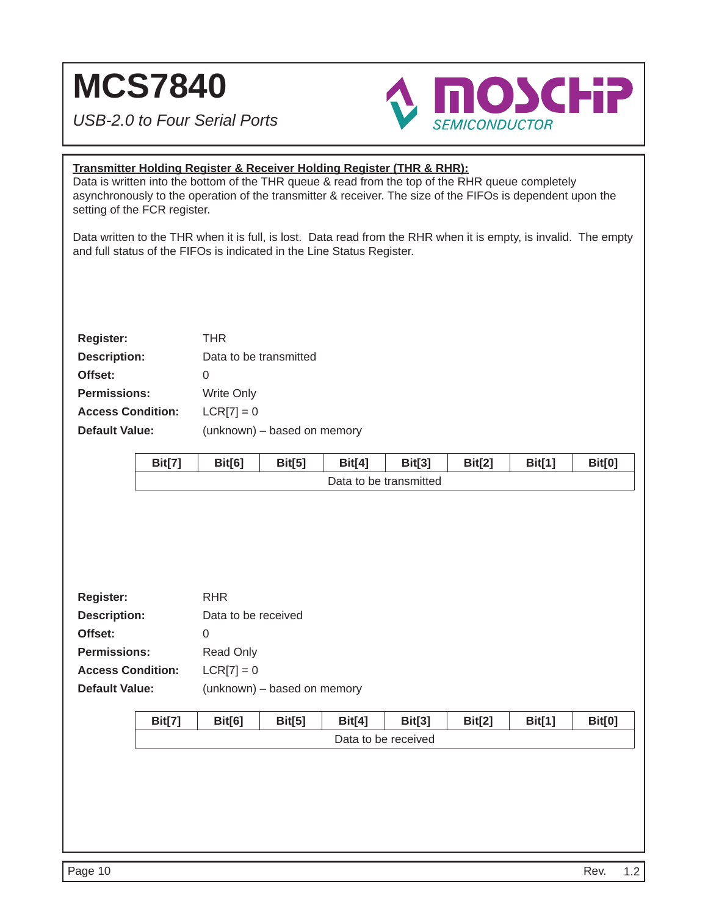**Transmitter Holding Register & Receiver Holding Register (THR & RHR):**

Data is written into the bottom of the THR queue & read from the top of the RHR queue completely asynchronously to the operation of the transmitter & receiver. The size of the FIFOs is dependent upon the setting of the FCR register.

Data written to the THR when it is full, is lost. Data read from the RHR when it is empty, is invalid. The empty and full status of the FIFOs is indicated in the Line Status Register.

**Register:** THR
**Description:** Data to be transmitted
**Offset:** 0
**Permissions:** Write Only
**Access Condition:** LCR[7] = 0
**Default Value:** (unknown) – based on memory

| Bit[7] | Bit[6] | Bit[5] | Bit[4] | Bit[3] | Bit[2] | Bit[1] | Bit[0] |
|---|---|---|---|---|---|---|---|
| Data to be transmitted | | | | | | | |

**Register:** RHR
**Description:** Data to be received
**Offset:** 0
**Permissions:** Read Only
**Access Condition:** LCR[7] = 0
**Default Value:** (unknown) – based on memory

| Bit[7] | Bit[6] | Bit[5] | Bit[4] | Bit[3] | Bit[2] | Bit[1] | Bit[0] |
|---|---|---|---|---|---|---|---|
| Data to be received | | | | | | | |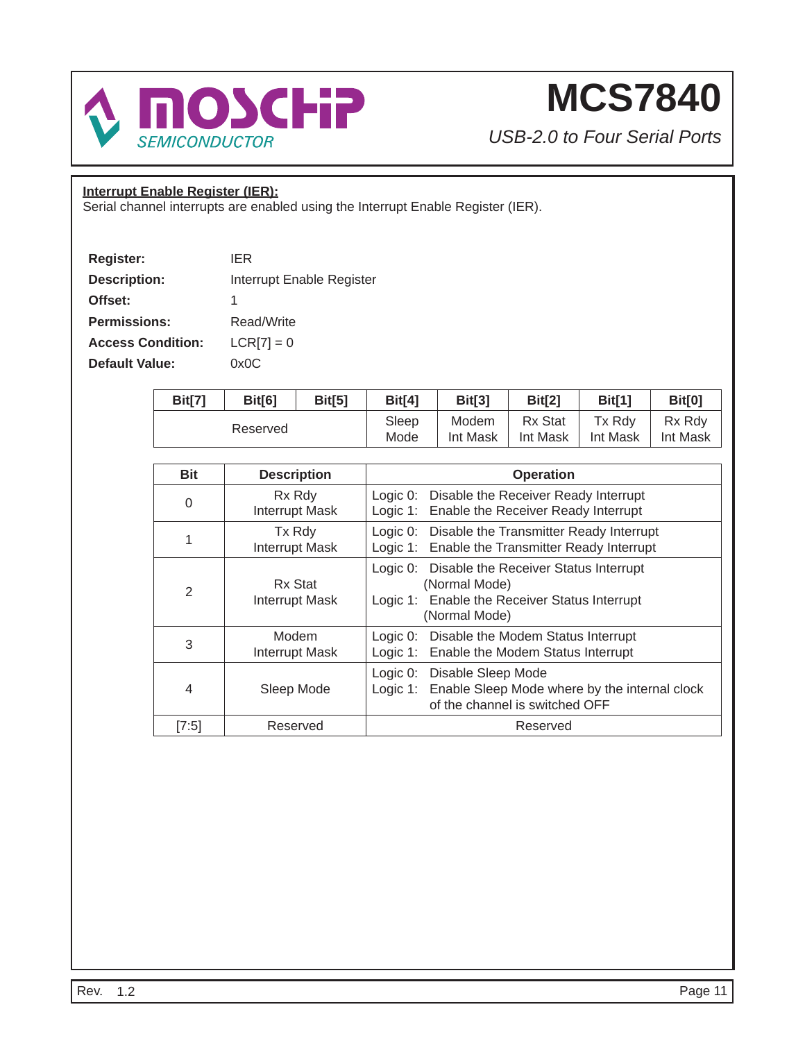## Interrupt Enable Register (IER):

Serial channel interrupts are enabled using the Interrupt Enable Register (IER).

| | |
|---|---|
| **Register:** | IER |
| **Description:** | Interrupt Enable Register |
| **Offset:** | 1 |
| **Permissions:** | Read/Write |
| **Access Condition:** | LCR[7] = 0 |
| **Default Value:** | 0x0C |

| Bit[7] | Bit[6] | Bit[5] | Bit[4] | Bit[3] | Bit[2] | Bit[1] | Bit[0] |
|---|---|---|---|---|---|---|---|
| Reserved | | | Sleep Mode | Modem Int Mask | Rx Stat Int Mask | Tx Rdy Int Mask | Rx Rdy Int Mask |

| Bit | Description | Operation |
|---|---|---|
| 0 | Rx Rdy Interrupt Mask | Logic 0: Disable the Receiver Ready Interrupt<br>Logic 1: Enable the Receiver Ready Interrupt |
| 1 | Tx Rdy Interrupt Mask | Logic 0: Disable the Transmitter Ready Interrupt<br>Logic 1: Enable the Transmitter Ready Interrupt |
| 2 | Rx Stat Interrupt Mask | Logic 0: Disable the Receiver Status Interrupt (Normal Mode)<br>Logic 1: Enable the Receiver Status Interrupt (Normal Mode) |
| 3 | Modem Interrupt Mask | Logic 0: Disable the Modem Status Interrupt<br>Logic 1: Enable the Modem Status Interrupt |
| 4 | Sleep Mode | Logic 0: Disable Sleep Mode<br>Logic 1: Enable Sleep Mode where by the internal clock of the channel is switched OFF |
| [7:5] | Reserved | Reserved |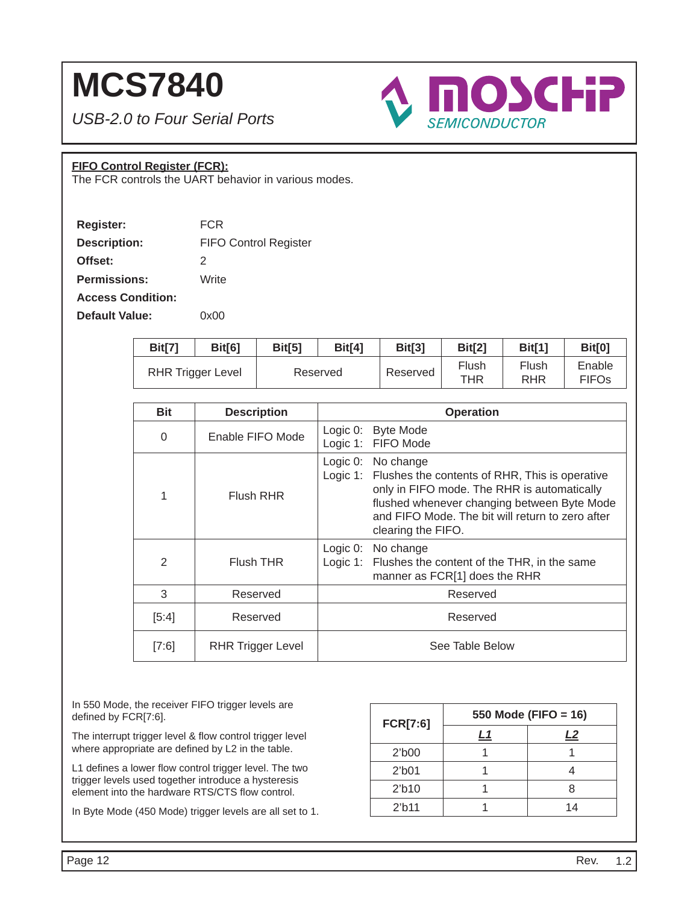## FIFO Control Register (FCR):

The FCR controls the UART behavior in various modes.

**Register:** FCR
**Description:** FIFO Control Register
**Offset:** 2
**Permissions:** Write
**Access Condition:**
**Default Value:** 0x00

| Bit[7] | Bit[6] | Bit[5] | Bit[4] | Bit[3] | Bit[2] | Bit[1] | Bit[0] |
|---|---|---|---|---|---|---|---|
| RHR Trigger Level | | Reserved | | Reserved | Flush THR | Flush RHR | Enable FIFOs |

| Bit | Description | Operation |
|---|---|---|
| 0 | Enable FIFO Mode | Logic 0: Byte Mode<br>Logic 1: FIFO Mode |
| 1 | Flush RHR | Logic 0: No change<br>Logic 1: Flushes the contents of RHR, This is operative only in FIFO mode. The RHR is automatically flushed whenever changing between Byte Mode and FIFO Mode. The bit will return to zero after clearing the FIFO. |
| 2 | Flush THR | Logic 0: No change<br>Logic 1: Flushes the content of the THR, in the same manner as FCR[1] does the RHR |
| 3 | Reserved | Reserved |
| [5:4] | Reserved | Reserved |
| [7:6] | RHR Trigger Level | See Table Below |

In 550 Mode, the receiver FIFO trigger levels are defined by FCR[7:6].

The interrupt trigger level & flow control trigger level where appropriate are defined by L2 in the table.

L1 defines a lower flow control trigger level. The two trigger levels used together introduce a hysteresis element into the hardware RTS/CTS flow control.

In Byte Mode (450 Mode) trigger levels are all set to 1.

| FCR[7:6] | 550 Mode (FIFO = 16) | |
|---|---|---|
| | ***L1*** | ***L2*** |
| 2'b00 | 1 | 1 |
| 2'b01 | 1 | 4 |
| 2'b10 | 1 | 8 |
| 2'b11 | 1 | 14 |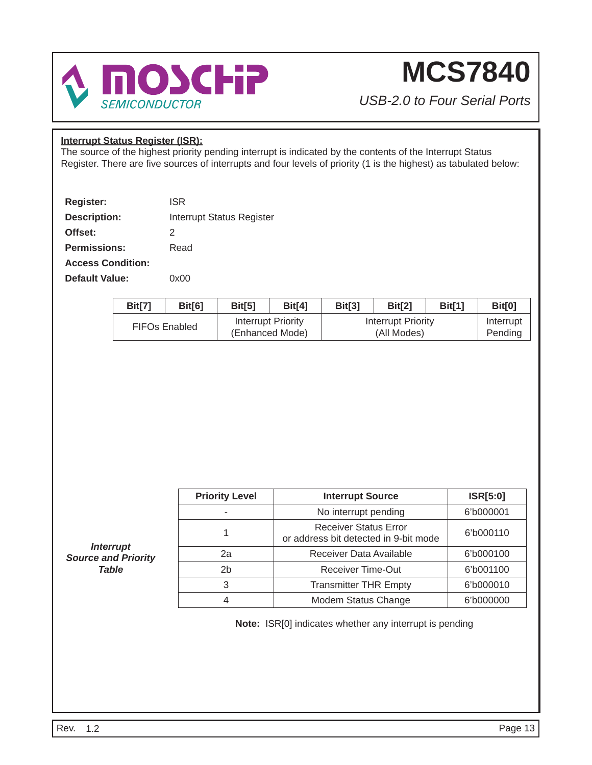**Interrupt Status Register (ISR):**

The source of the highest priority pending interrupt is indicated by the contents of the Interrupt Status Register. There are five sources of interrupts and four levels of priority (1 is the highest) as tabulated below:

**Register:** ISR

**Description:** Interrupt Status Register

**Offset:** 2

**Permissions:** Read

**Access Condition:**

**Default Value:** 0x00

| Bit[7] | Bit[6] | Bit[5] | Bit[4] | Bit[3] | Bit[2] | Bit[1] | Bit[0] |
|---|---|---|---|---|---|---|---|
| FIFOs Enabled | | Interrupt Priority (Enhanced Mode) | | Interrupt Priority (All Modes) | | | Interrupt Pending |

***Interrupt Source and Priority Table***

| Priority Level | Interrupt Source | ISR[5:0] |
|---|---|---|
| - | No interrupt pending | 6'b000001 |
| 1 | Receiver Status Error or address bit detected in 9-bit mode | 6'b000110 |
| 2a | Receiver Data Available | 6'b000100 |
| 2b | Receiver Time-Out | 6'b001100 |
| 3 | Transmitter THR Empty | 6'b000010 |
| 4 | Modem Status Change | 6'b000000 |

**Note:** ISR[0] indicates whether any interrupt is pending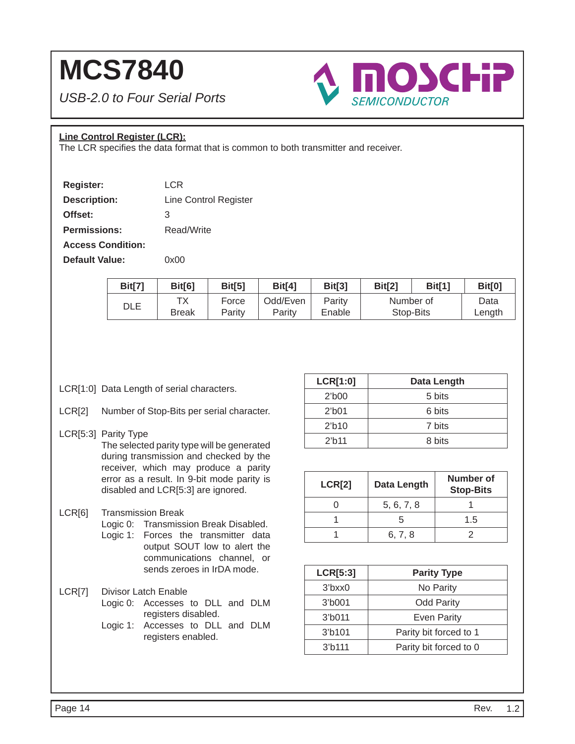## Line Control Register (LCR):

The LCR specifies the data format that is common to both transmitter and receiver.

| | |
|---|---|
| **Register:** | LCR |
| **Description:** | Line Control Register |
| **Offset:** | 3 |
| **Permissions:** | Read/Write |
| **Access Condition:** | |
| **Default Value:** | 0x00 |

| Bit[7] | Bit[6] | Bit[5] | Bit[4] | Bit[3] | Bit[2] | Bit[1] | Bit[0] |
|---|---|---|---|---|---|---|---|
| DLE | TX Break | Force Parity | Odd/Even Parity | Parity Enable | Number of Stop-Bits | | Data Length |

LCR[1:0] Data Length of serial characters.

LCR[2] Number of Stop-Bits per serial character.

LCR[5:3] Parity Type
The selected parity type will be generated during transmission and checked by the receiver, which may produce a parity error as a result. In 9-bit mode parity is disabled and LCR[5:3] are ignored.

LCR[6] Transmission Break
- Logic 0: Transmission Break Disabled.
- Logic 1: Forces the transmitter data output SOUT low to alert the communications channel, or sends zeroes in IrDA mode.

LCR[7] Divisor Latch Enable
- Logic 0: Accesses to DLL and DLM registers disabled.
- Logic 1: Accesses to DLL and DLM registers enabled.

| LCR[1:0] | Data Length |
|---|---|
| 2'b00 | 5 bits |
| 2'b01 | 6 bits |
| 2'b10 | 7 bits |
| 2'b11 | 8 bits |

| LCR[2] | Data Length | Number of Stop-Bits |
|---|---|---|
| 0 | 5, 6, 7, 8 | 1 |
| 1 | 5 | 1.5 |
| 1 | 6, 7, 8 | 2 |

| LCR[5:3] | Parity Type |
|---|---|
| 3'bxx0 | No Parity |
| 3'b001 | Odd Parity |
| 3'b011 | Even Parity |
| 3'b101 | Parity bit forced to 1 |
| 3'b111 | Parity bit forced to 0 |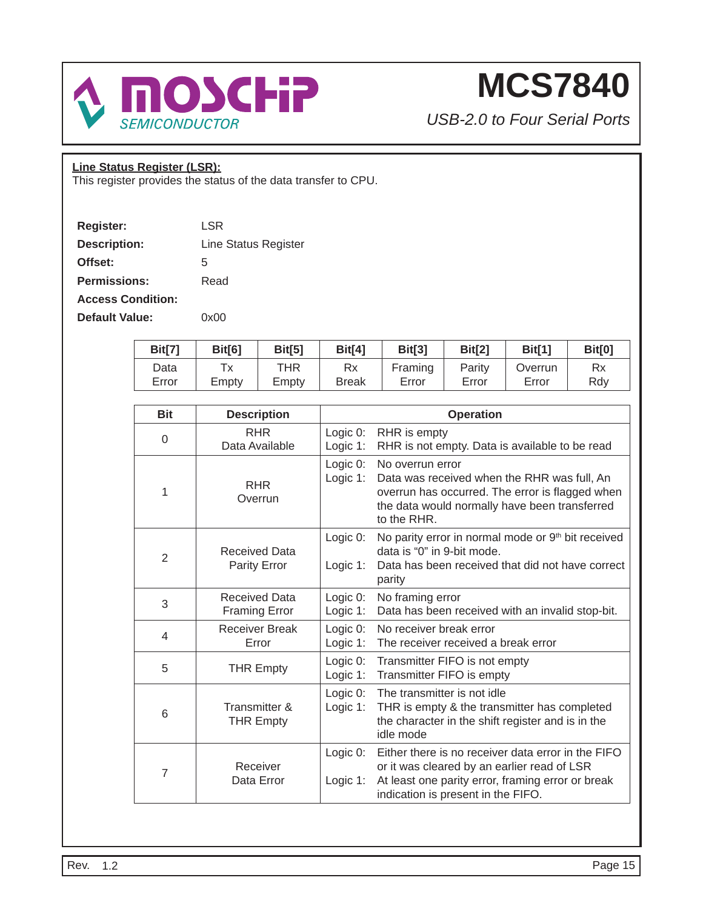**Line Status Register (LSR):**

This register provides the status of the data transfer to CPU.

**Register:** LSR
**Description:** Line Status Register
**Offset:** 5
**Permissions:** Read
**Access Condition:**
**Default Value:** 0x00

| Bit[7] | Bit[6] | Bit[5] | Bit[4] | Bit[3] | Bit[2] | Bit[1] | Bit[0] |
|---|---|---|---|---|---|---|---|
| Data Error | Tx Empty | THR Empty | Rx Break | Framing Error | Parity Error | Overrun Error | Rx Rdy |

| Bit | Description | Operation |
|---|---|---|
| 0 | RHR Data Available | Logic 0: RHR is empty<br>Logic 1: RHR is not empty. Data is available to be read |
| 1 | RHR Overrun | Logic 0: No overrun error<br>Logic 1: Data was received when the RHR was full, An overrun has occurred. The error is flagged when the data would normally have been transferred to the RHR. |
| 2 | Received Data Parity Error | Logic 0: No parity error in normal mode or 9th bit received data is "0" in 9-bit mode.<br>Logic 1: Data has been received that did not have correct parity |
| 3 | Received Data Framing Error | Logic 0: No framing error<br>Logic 1: Data has been received with an invalid stop-bit. |
| 4 | Receiver Break Error | Logic 0: No receiver break error<br>Logic 1: The receiver received a break error |
| 5 | THR Empty | Logic 0: Transmitter FIFO is not empty<br>Logic 1: Transmitter FIFO is empty |
| 6 | Transmitter & THR Empty | Logic 0: The transmitter is not idle<br>Logic 1: THR is empty & the transmitter has completed the character in the shift register and is in the idle mode |
| 7 | Receiver Data Error | Logic 0: Either there is no receiver data error in the FIFO or it was cleared by an earlier read of LSR<br>Logic 1: At least one parity error, framing error or break indication is present in the FIFO. |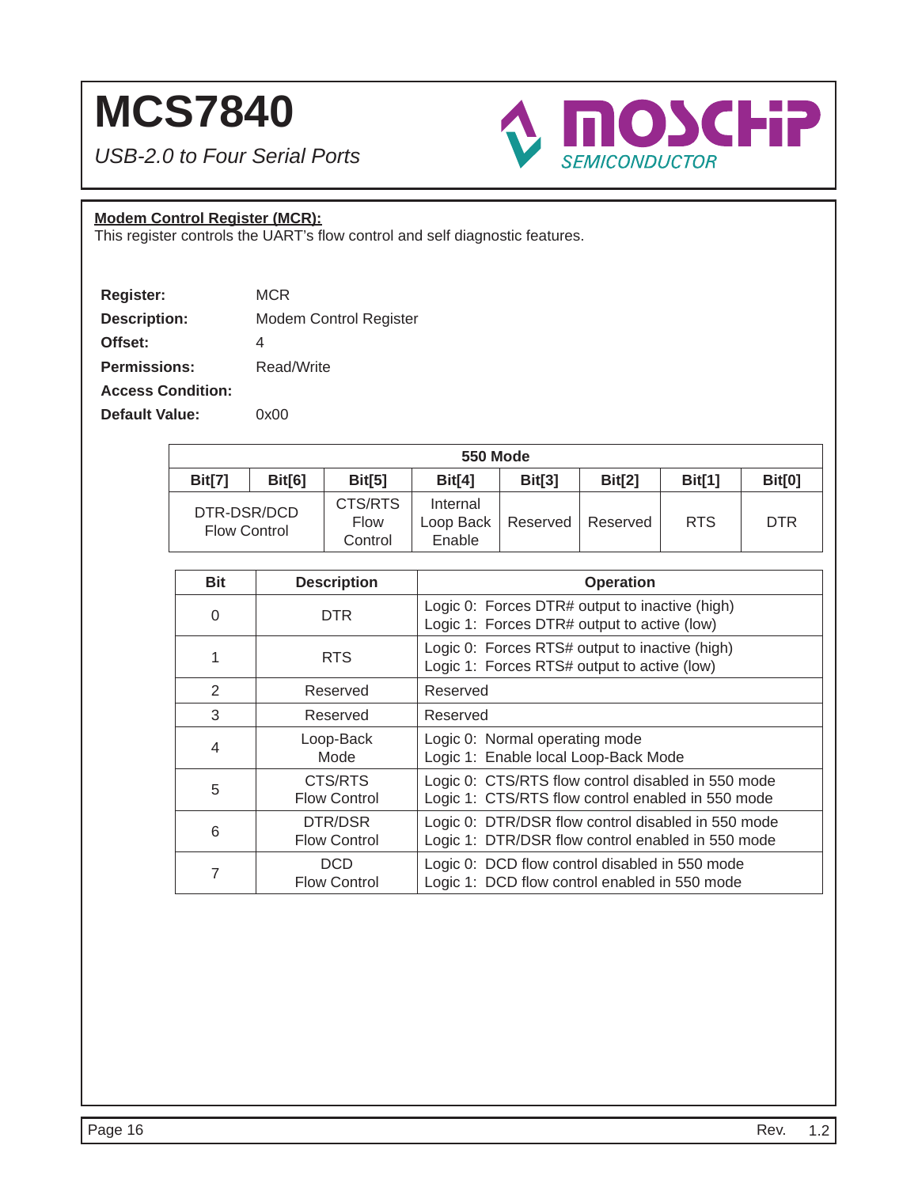## Modem Control Register (MCR):

This register controls the UART's flow control and self diagnostic features.

**Register:** MCR

**Description:** Modem Control Register

**Offset:** 4

**Permissions:** Read/Write

**Access Condition:**

**Default Value:** 0x00

| 550 Mode | | | | | | | |
|---|---|---|---|---|---|---|---|
| Bit[7] | Bit[6] | Bit[5] | Bit[4] | Bit[3] | Bit[2] | Bit[1] | Bit[0] |
| DTR-DSR/DCD Flow Control | | CTS/RTS Flow Control | Internal Loop Back Enable | Reserved | Reserved | RTS | DTR |

| Bit | Description | Operation |
|---|---|---|
| 0 | DTR | Logic 0: Forces DTR# output to inactive (high)<br>Logic 1: Forces DTR# output to active (low) |
| 1 | RTS | Logic 0: Forces RTS# output to inactive (high)<br>Logic 1: Forces RTS# output to active (low) |
| 2 | Reserved | Reserved |
| 3 | Reserved | Reserved |
| 4 | Loop-Back Mode | Logic 0: Normal operating mode<br>Logic 1: Enable local Loop-Back Mode |
| 5 | CTS/RTS Flow Control | Logic 0: CTS/RTS flow control disabled in 550 mode<br>Logic 1: CTS/RTS flow control enabled in 550 mode |
| 6 | DTR/DSR Flow Control | Logic 0: DTR/DSR flow control disabled in 550 mode<br>Logic 1: DTR/DSR flow control enabled in 550 mode |
| 7 | DCD Flow Control | Logic 0: DCD flow control disabled in 550 mode<br>Logic 1: DCD flow control enabled in 550 mode |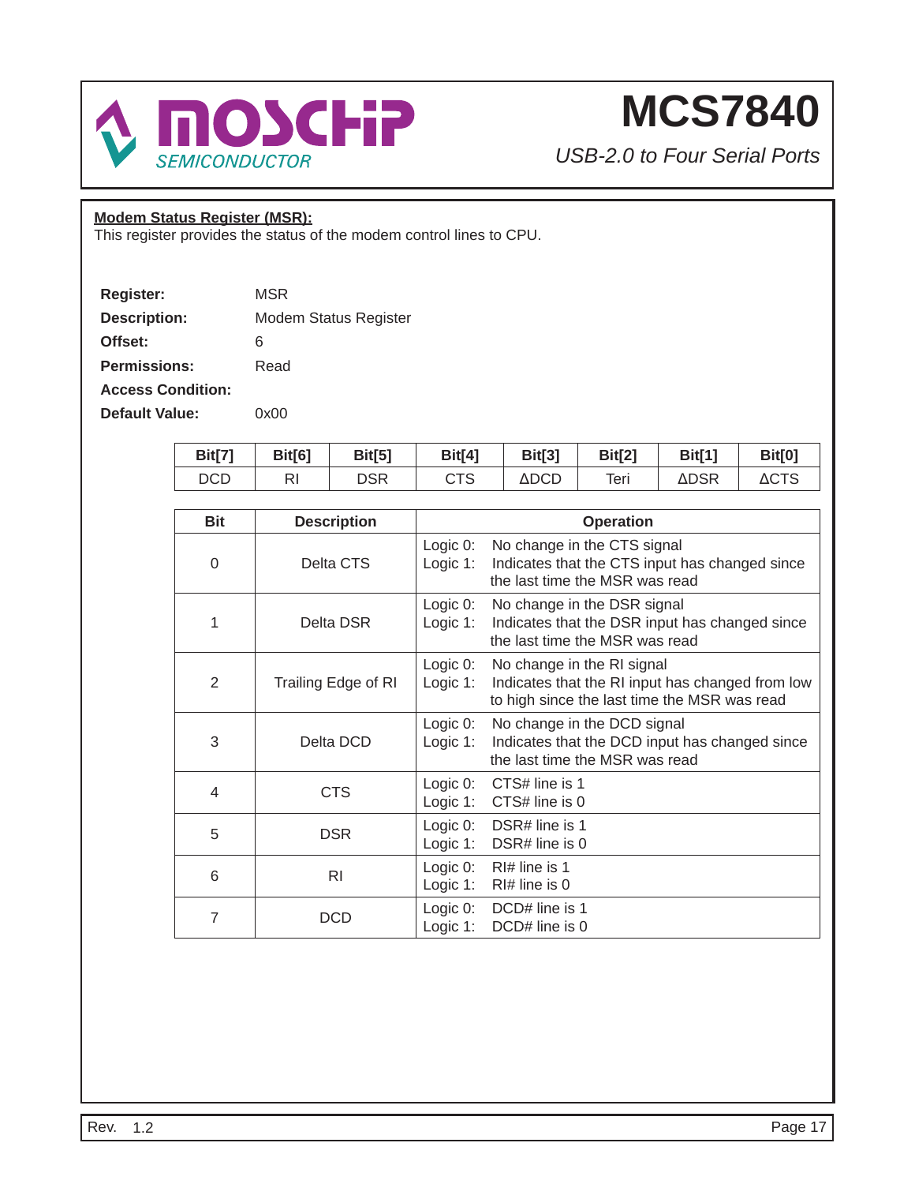## Modem Status Register (MSR):

This register provides the status of the modem control lines to CPU.

**Register:** MSR
**Description:** Modem Status Register
**Offset:** 6
**Permissions:** Read
**Access Condition:**
**Default Value:** 0x00

| Bit[7] | Bit[6] | Bit[5] | Bit[4] | Bit[3] | Bit[2] | Bit[1] | Bit[0] |
|---|---|---|---|---|---|---|---|
| DCD | RI | DSR | CTS | ΔDCD | Teri | ΔDSR | ΔCTS |

| Bit | Description | Operation |
|---|---|---|
| 0 | Delta CTS | Logic 0: No change in the CTS signal<br>Logic 1: Indicates that the CTS input has changed since the last time the MSR was read |
| 1 | Delta DSR | Logic 0: No change in the DSR signal<br>Logic 1: Indicates that the DSR input has changed since the last time the MSR was read |
| 2 | Trailing Edge of RI | Logic 0: No change in the RI signal<br>Logic 1: Indicates that the RI input has changed from low to high since the last time the MSR was read |
| 3 | Delta DCD | Logic 0: No change in the DCD signal<br>Logic 1: Indicates that the DCD input has changed since the last time the MSR was read |
| 4 | CTS | Logic 0: CTS# line is 1<br>Logic 1: CTS# line is 0 |
| 5 | DSR | Logic 0: DSR# line is 1<br>Logic 1: DSR# line is 0 |
| 6 | RI | Logic 0: RI# line is 1<br>Logic 1: RI# line is 0 |
| 7 | DCD | Logic 0: DCD# line is 1<br>Logic 1: DCD# line is 0 |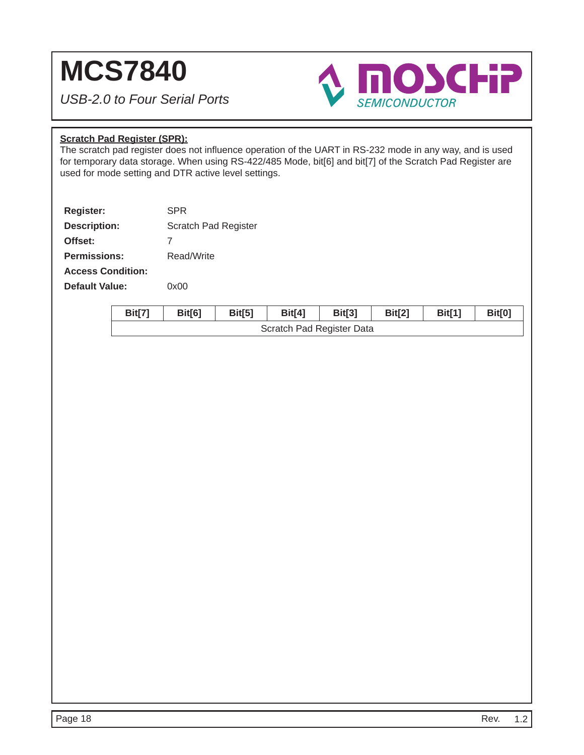**Scratch Pad Register (SPR):**

The scratch pad register does not influence operation of the UART in RS-232 mode in any way, and is used for temporary data storage. When using RS-422/485 Mode, bit[6] and bit[7] of the Scratch Pad Register are used for mode setting and DTR active level settings.

**Register:** SPR

**Description:** Scratch Pad Register

**Offset:** 7

**Permissions:** Read/Write

**Access Condition:**

**Default Value:** 0x00

| Bit[7] | Bit[6] | Bit[5] | Bit[4] | Bit[3] | Bit[2] | Bit[1] | Bit[0] |
|---|---|---|---|---|---|---|---|
| Scratch Pad Register Data | | | | | | | |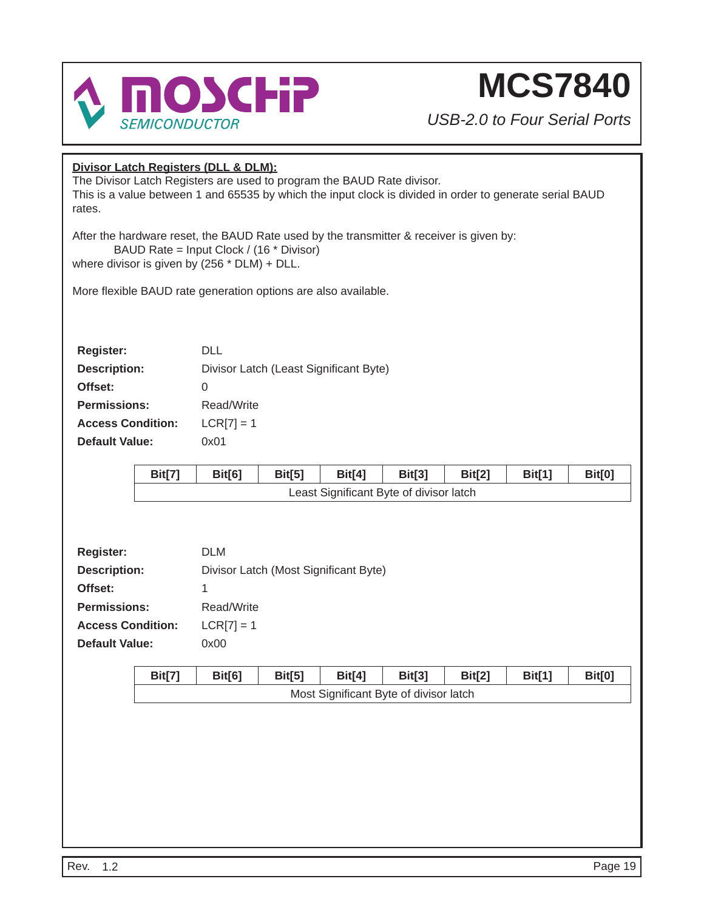**Divisor Latch Registers (DLL & DLM):**

The Divisor Latch Registers are used to program the BAUD Rate divisor.
This is a value between 1 and 65535 by which the input clock is divided in order to generate serial BAUD rates.

After the hardware reset, the BAUD Rate used by the transmitter & receiver is given by:

BAUD Rate = Input Clock / (16 * Divisor)

where divisor is given by (256 * DLM) + DLL.

More flexible BAUD rate generation options are also available.

**Register:** DLL
**Description:** Divisor Latch (Least Significant Byte)
**Offset:** 0
**Permissions:** Read/Write
**Access Condition:** LCR[7] = 1
**Default Value:** 0x01

| Bit[7] | Bit[6] | Bit[5] | Bit[4] | Bit[3] | Bit[2] | Bit[1] | Bit[0] |
|---|---|---|---|---|---|---|---|
| Least Significant Byte of divisor latch | | | | | | | |

**Register:** DLM
**Description:** Divisor Latch (Most Significant Byte)
**Offset:** 1
**Permissions:** Read/Write
**Access Condition:** LCR[7] = 1
**Default Value:** 0x00

| Bit[7] | Bit[6] | Bit[5] | Bit[4] | Bit[3] | Bit[2] | Bit[1] | Bit[0] |
|---|---|---|---|---|---|---|---|
| Most Significant Byte of divisor latch | | | | | | | |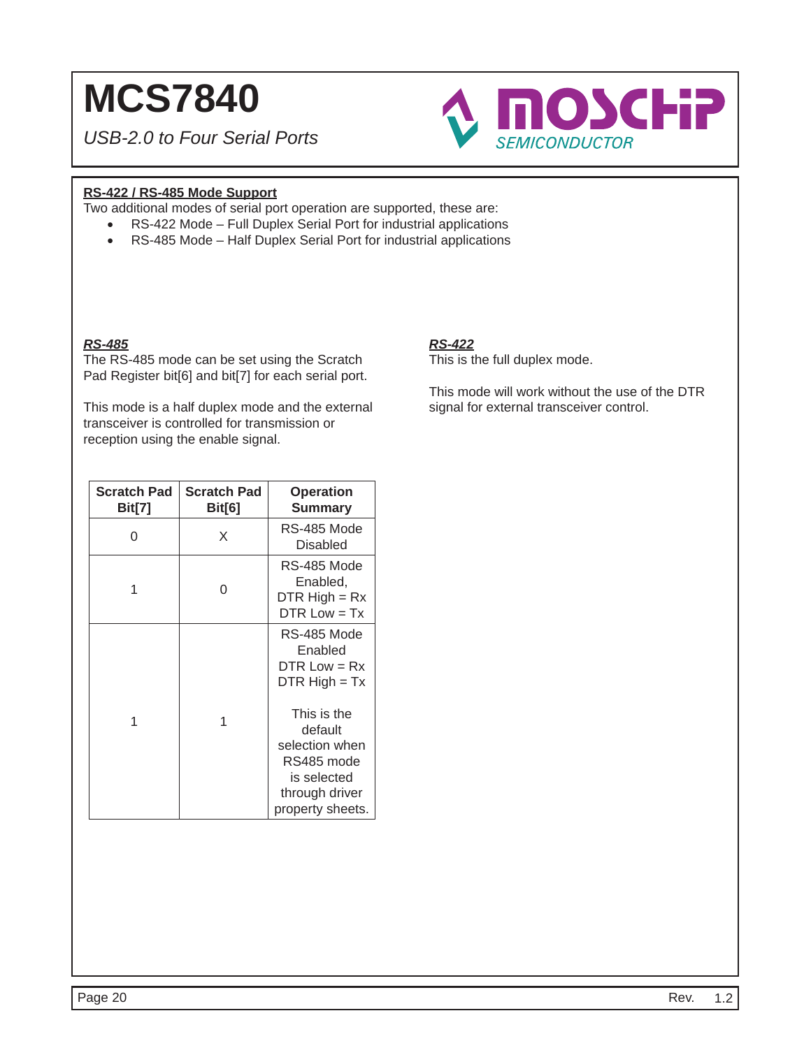## RS-422 / RS-485 Mode Support

Two additional modes of serial port operation are supported, these are:

- RS-422 Mode – Full Duplex Serial Port for industrial applications
- RS-485 Mode – Half Duplex Serial Port for industrial applications

### *RS-485*

The RS-485 mode can be set using the Scratch Pad Register bit[6] and bit[7] for each serial port.

This mode is a half duplex mode and the external transceiver is controlled for transmission or reception using the enable signal.

| Scratch Pad Bit[7] | Scratch Pad Bit[6] | Operation Summary |
|---|---|---|
| 0 | X | RS-485 Mode Disabled |
| 1 | 0 | RS-485 Mode Enabled, DTR High = Rx DTR Low = Tx |
| 1 | 1 | RS-485 Mode Enabled DTR Low = Rx DTR High = Tx<br><br>This is the default selection when RS485 mode is selected through driver property sheets. |

### *RS-422*

This is the full duplex mode.

This mode will work without the use of the DTR signal for external transceiver control.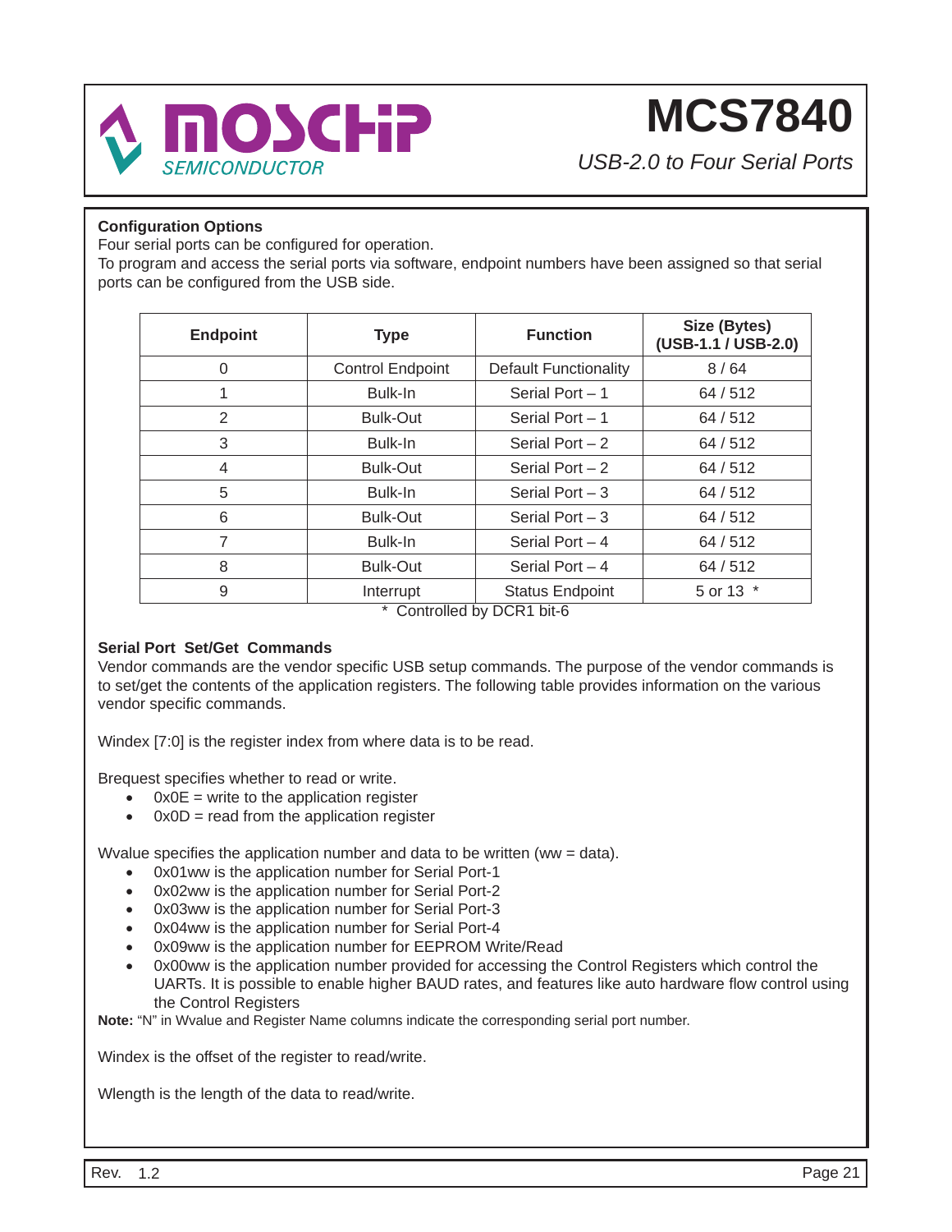## Configuration Options

Four serial ports can be configured for operation.

To program and access the serial ports via software, endpoint numbers have been assigned so that serial ports can be configured from the USB side.

| Endpoint | Type | Function | Size (Bytes) (USB-1.1 / USB-2.0) |
|---|---|---|---|
| 0 | Control Endpoint | Default Functionality | 8 / 64 |
| 1 | Bulk-In | Serial Port – 1 | 64 / 512 |
| 2 | Bulk-Out | Serial Port – 1 | 64 / 512 |
| 3 | Bulk-In | Serial Port – 2 | 64 / 512 |
| 4 | Bulk-Out | Serial Port – 2 | 64 / 512 |
| 5 | Bulk-In | Serial Port – 3 | 64 / 512 |
| 6 | Bulk-Out | Serial Port – 3 | 64 / 512 |
| 7 | Bulk-In | Serial Port – 4 | 64 / 512 |
| 8 | Bulk-Out | Serial Port – 4 | 64 / 512 |
| 9 | Interrupt | Status Endpoint | 5 or 13 * |

\* Controlled by DCR1 bit-6

## Serial Port Set/Get Commands

Vendor commands are the vendor specific USB setup commands. The purpose of the vendor commands is to set/get the contents of the application registers. The following table provides information on the various vendor specific commands.

Windex [7:0] is the register index from where data is to be read.

Brequest specifies whether to read or write.

- 0x0E = write to the application register
- 0x0D = read from the application register

Wvalue specifies the application number and data to be written (ww = data).

- 0x01ww is the application number for Serial Port-1
- 0x02ww is the application number for Serial Port-2
- 0x03ww is the application number for Serial Port-3
- 0x04ww is the application number for Serial Port-4
- 0x09ww is the application number for EEPROM Write/Read
- 0x00ww is the application number provided for accessing the Control Registers which control the UARTs. It is possible to enable higher BAUD rates, and features like auto hardware flow control using the Control Registers

**Note:** “N” in Wvalue and Register Name columns indicate the corresponding serial port number.

Windex is the offset of the register to read/write.

Wlength is the length of the data to read/write.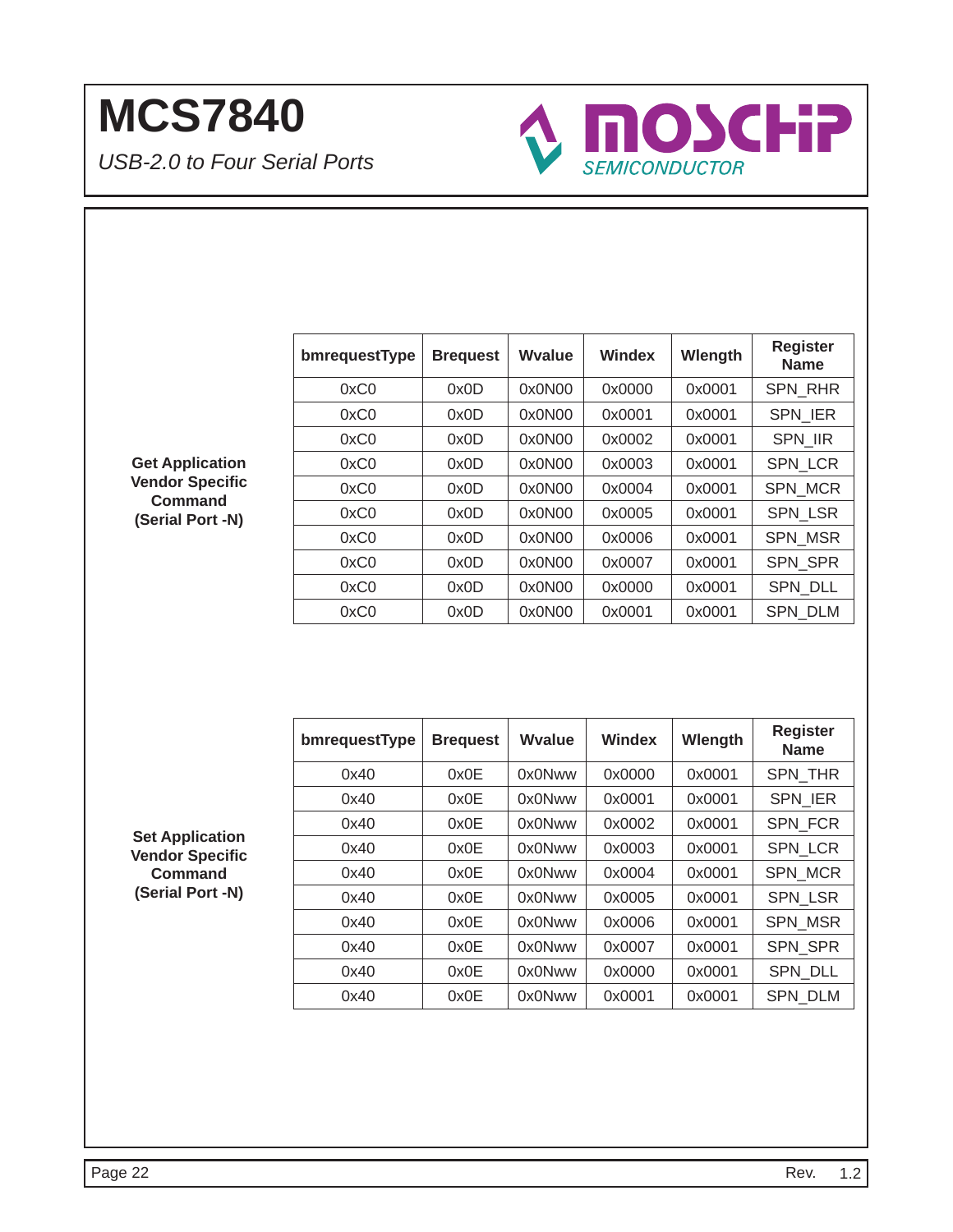**Get Application Vendor Specific Command (Serial Port -N)**

| bmrequestType | Brequest | Wvalue | Windex | Wlength | Register Name |
|---|---|---|---|---|---|
| 0xC0 | 0x0D | 0x0N00 | 0x0000 | 0x0001 | SPN_RHR |
| 0xC0 | 0x0D | 0x0N00 | 0x0001 | 0x0001 | SPN_IER |
| 0xC0 | 0x0D | 0x0N00 | 0x0002 | 0x0001 | SPN_IIR |
| 0xC0 | 0x0D | 0x0N00 | 0x0003 | 0x0001 | SPN_LCR |
| 0xC0 | 0x0D | 0x0N00 | 0x0004 | 0x0001 | SPN_MCR |
| 0xC0 | 0x0D | 0x0N00 | 0x0005 | 0x0001 | SPN_LSR |
| 0xC0 | 0x0D | 0x0N00 | 0x0006 | 0x0001 | SPN_MSR |
| 0xC0 | 0x0D | 0x0N00 | 0x0007 | 0x0001 | SPN_SPR |
| 0xC0 | 0x0D | 0x0N00 | 0x0000 | 0x0001 | SPN_DLL |
| 0xC0 | 0x0D | 0x0N00 | 0x0001 | 0x0001 | SPN_DLM |

**Set Application Vendor Specific Command (Serial Port -N)**

| bmrequestType | Brequest | Wvalue | Windex | Wlength | Register Name |
|---|---|---|---|---|---|
| 0x40 | 0x0E | 0x0Nww | 0x0000 | 0x0001 | SPN_THR |
| 0x40 | 0x0E | 0x0Nww | 0x0001 | 0x0001 | SPN_IER |
| 0x40 | 0x0E | 0x0Nww | 0x0002 | 0x0001 | SPN_FCR |
| 0x40 | 0x0E | 0x0Nww | 0x0003 | 0x0001 | SPN_LCR |
| 0x40 | 0x0E | 0x0Nww | 0x0004 | 0x0001 | SPN_MCR |
| 0x40 | 0x0E | 0x0Nww | 0x0005 | 0x0001 | SPN_LSR |
| 0x40 | 0x0E | 0x0Nww | 0x0006 | 0x0001 | SPN_MSR |
| 0x40 | 0x0E | 0x0Nww | 0x0007 | 0x0001 | SPN_SPR |
| 0x40 | 0x0E | 0x0Nww | 0x0000 | 0x0001 | SPN_DLL |
| 0x40 | 0x0E | 0x0Nww | 0x0001 | 0x0001 | SPN_DLM |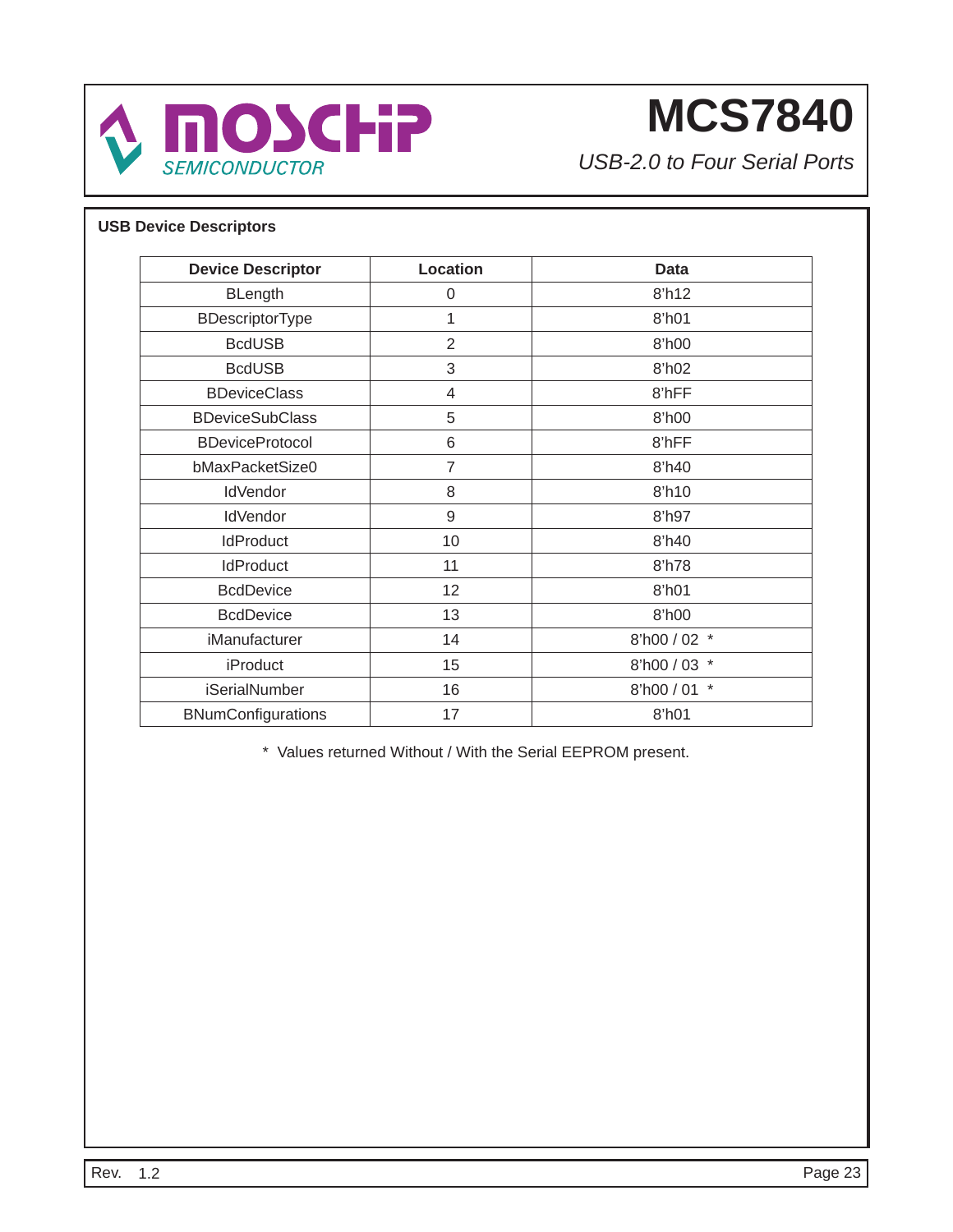## USB Device Descriptors

| Device Descriptor | Location | Data |
|---|---|---|
| BLength | 0 | 8'h12 |
| BDescriptorType | 1 | 8'h01 |
| BcdUSB | 2 | 8'h00 |
| BcdUSB | 3 | 8'h02 |
| BDeviceClass | 4 | 8'hFF |
| BDeviceSubClass | 5 | 8'h00 |
| BDeviceProtocol | 6 | 8'hFF |
| bMaxPacketSize0 | 7 | 8'h40 |
| IdVendor | 8 | 8'h10 |
| IdVendor | 9 | 8'h97 |
| IdProduct | 10 | 8'h40 |
| IdProduct | 11 | 8'h78 |
| BcdDevice | 12 | 8'h01 |
| BcdDevice | 13 | 8'h00 |
| iManufacturer | 14 | 8'h00 / 02 * |
| iProduct | 15 | 8'h00 / 03 * |
| iSerialNumber | 16 | 8'h00 / 01 * |
| BNumConfigurations | 17 | 8'h01 |

* Values returned Without / With the Serial EEPROM present.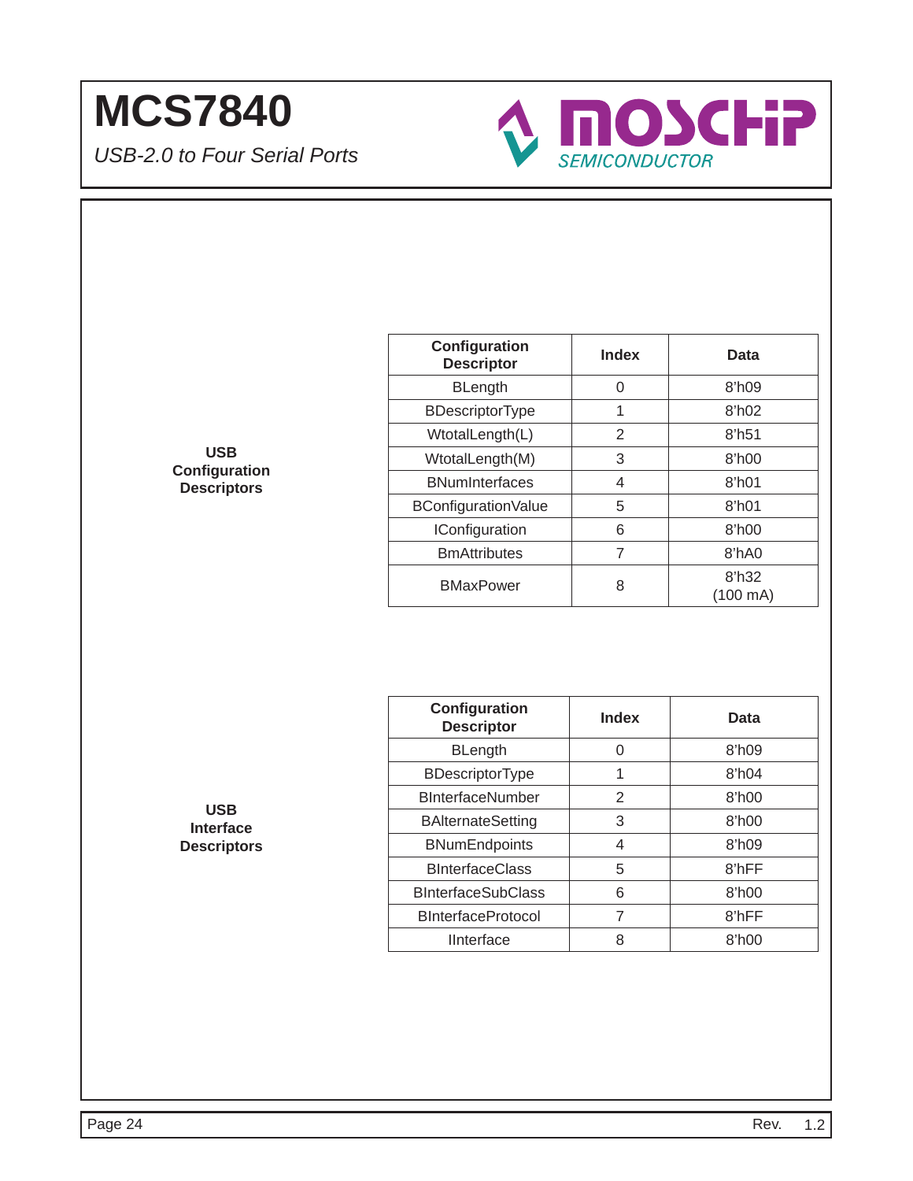**USB Configuration Descriptors**

| Configuration Descriptor | Index | Data |
|---|---|---|
| BLength | 0 | 8'h09 |
| BDescriptorType | 1 | 8'h02 |
| WtotalLength(L) | 2 | 8'h51 |
| WtotalLength(M) | 3 | 8'h00 |
| BNumInterfaces | 4 | 8'h01 |
| BConfigurationValue | 5 | 8'h01 |
| IConfiguration | 6 | 8'h00 |
| BmAttributes | 7 | 8'hA0 |
| BMaxPower | 8 | 8'h32 (100 mA) |

**USB Interface Descriptors**

| Configuration Descriptor | Index | Data |
|---|---|---|
| BLength | 0 | 8'h09 |
| BDescriptorType | 1 | 8'h04 |
| BInterfaceNumber | 2 | 8'h00 |
| BAlternateSetting | 3 | 8'h00 |
| BNumEndpoints | 4 | 8'h09 |
| BInterfaceClass | 5 | 8'hFF |
| BInterfaceSubClass | 6 | 8'h00 |
| BInterfaceProtocol | 7 | 8'hFF |
| IInterface | 8 | 8'h00 |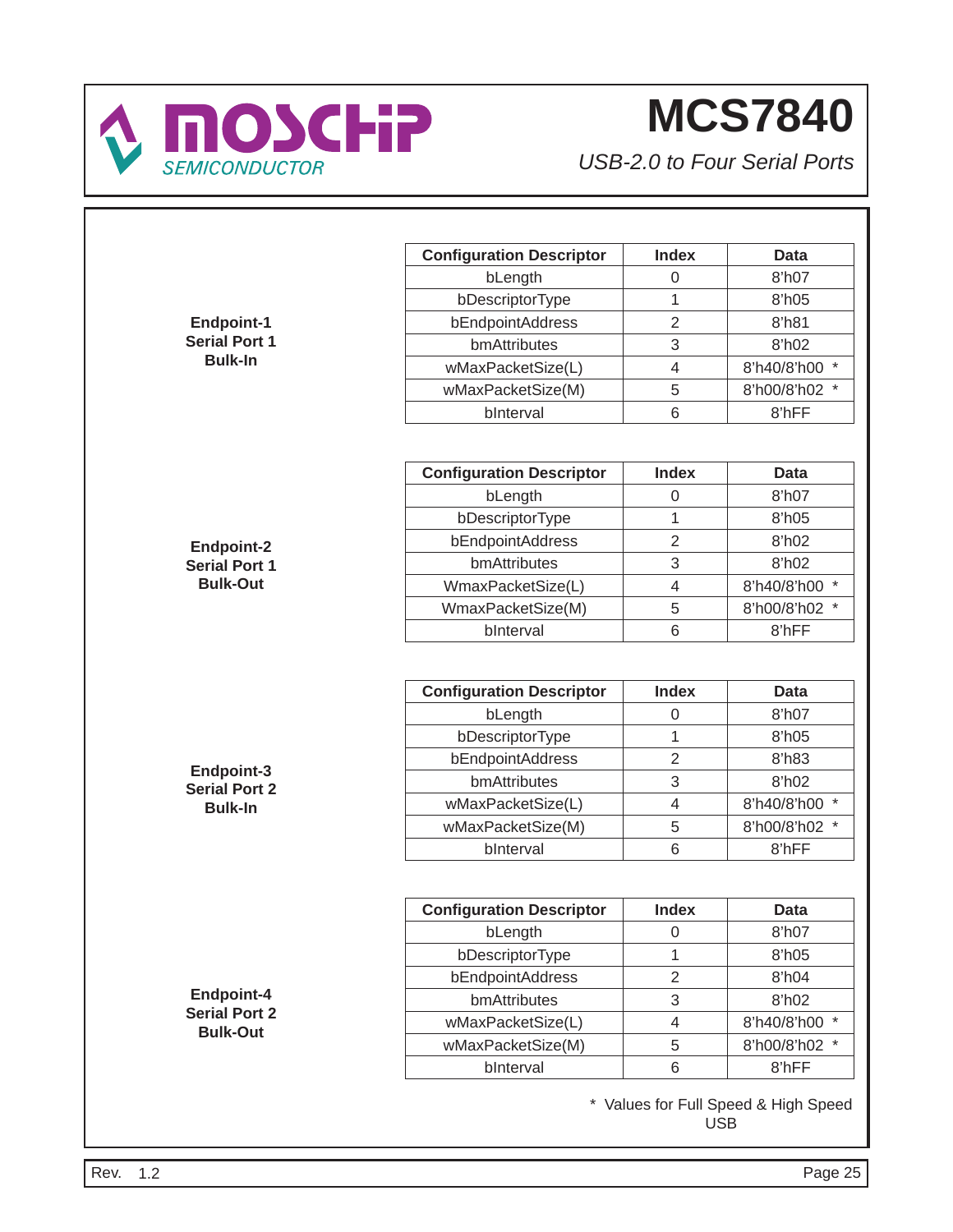**Endpoint-1**
**Serial Port 1**
**Bulk-In**

| Configuration Descriptor | Index | Data |
|---|---|---|
| bLength | 0 | 8'h07 |
| bDescriptorType | 1 | 8'h05 |
| bEndpointAddress | 2 | 8'h81 |
| bmAttributes | 3 | 8'h02 |
| wMaxPacketSize(L) | 4 | 8'h40/8'h00 * |
| wMaxPacketSize(M) | 5 | 8'h00/8'h02 * |
| bInterval | 6 | 8'hFF |

**Endpoint-2**
**Serial Port 1**
**Bulk-Out**

| Configuration Descriptor | Index | Data |
|---|---|---|
| bLength | 0 | 8'h07 |
| bDescriptorType | 1 | 8'h05 |
| bEndpointAddress | 2 | 8'h02 |
| bmAttributes | 3 | 8'h02 |
| WmaxPacketSize(L) | 4 | 8'h40/8'h00 * |
| WmaxPacketSize(M) | 5 | 8'h00/8'h02 * |
| bInterval | 6 | 8'hFF |

**Endpoint-3**
**Serial Port 2**
**Bulk-In**

| Configuration Descriptor | Index | Data |
|---|---|---|
| bLength | 0 | 8'h07 |
| bDescriptorType | 1 | 8'h05 |
| bEndpointAddress | 2 | 8'h83 |
| bmAttributes | 3 | 8'h02 |
| wMaxPacketSize(L) | 4 | 8'h40/8'h00 * |
| wMaxPacketSize(M) | 5 | 8'h00/8'h02 * |
| bInterval | 6 | 8'hFF |

**Endpoint-4**
**Serial Port 2**
**Bulk-Out**

| Configuration Descriptor | Index | Data |
|---|---|---|
| bLength | 0 | 8'h07 |
| bDescriptorType | 1 | 8'h05 |
| bEndpointAddress | 2 | 8'h04 |
| bmAttributes | 3 | 8'h02 |
| wMaxPacketSize(L) | 4 | 8'h40/8'h00 * |
| wMaxPacketSize(M) | 5 | 8'h00/8'h02 * |
| bInterval | 6 | 8'hFF |

* Values for Full Speed & High Speed USB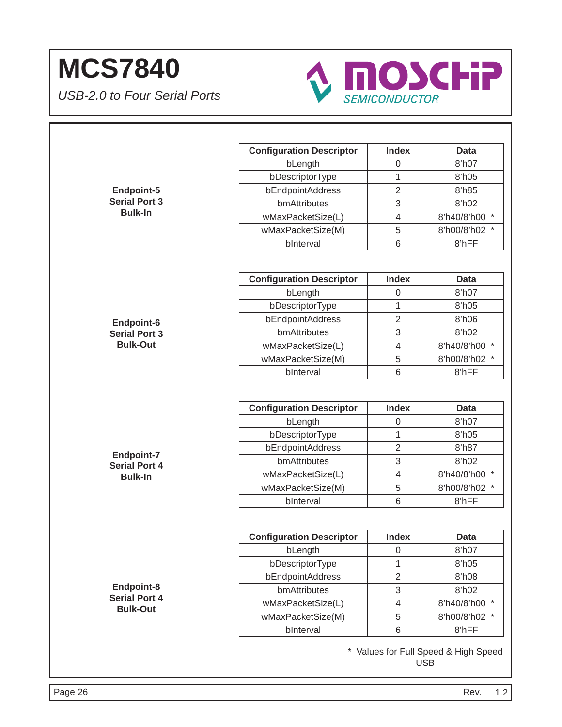**Endpoint-5**
**Serial Port 3**
**Bulk-In**

| Configuration Descriptor | Index | Data |
|---|---|---|
| bLength | 0 | 8'h07 |
| bDescriptorType | 1 | 8'h05 |
| bEndpointAddress | 2 | 8'h85 |
| bmAttributes | 3 | 8'h02 |
| wMaxPacketSize(L) | 4 | 8'h40/8'h00 * |
| wMaxPacketSize(M) | 5 | 8'h00/8'h02 * |
| bInterval | 6 | 8'hFF |

**Endpoint-6**
**Serial Port 3**
**Bulk-Out**

| Configuration Descriptor | Index | Data |
|---|---|---|
| bLength | 0 | 8'h07 |
| bDescriptorType | 1 | 8'h05 |
| bEndpointAddress | 2 | 8'h06 |
| bmAttributes | 3 | 8'h02 |
| wMaxPacketSize(L) | 4 | 8'h40/8'h00 * |
| wMaxPacketSize(M) | 5 | 8'h00/8'h02 * |
| bInterval | 6 | 8'hFF |

**Endpoint-7**
**Serial Port 4**
**Bulk-In**

| Configuration Descriptor | Index | Data |
|---|---|---|
| bLength | 0 | 8'h07 |
| bDescriptorType | 1 | 8'h05 |
| bEndpointAddress | 2 | 8'h87 |
| bmAttributes | 3 | 8'h02 |
| wMaxPacketSize(L) | 4 | 8'h40/8'h00 * |
| wMaxPacketSize(M) | 5 | 8'h00/8'h02 * |
| bInterval | 6 | 8'hFF |

**Endpoint-8**
**Serial Port 4**
**Bulk-Out**

| Configuration Descriptor | Index | Data |
|---|---|---|
| bLength | 0 | 8'h07 |
| bDescriptorType | 1 | 8'h05 |
| bEndpointAddress | 2 | 8'h08 |
| bmAttributes | 3 | 8'h02 |
| wMaxPacketSize(L) | 4 | 8'h40/8'h00 * |
| wMaxPacketSize(M) | 5 | 8'h00/8'h02 * |
| bInterval | 6 | 8'hFF |

* Values for Full Speed & High Speed USB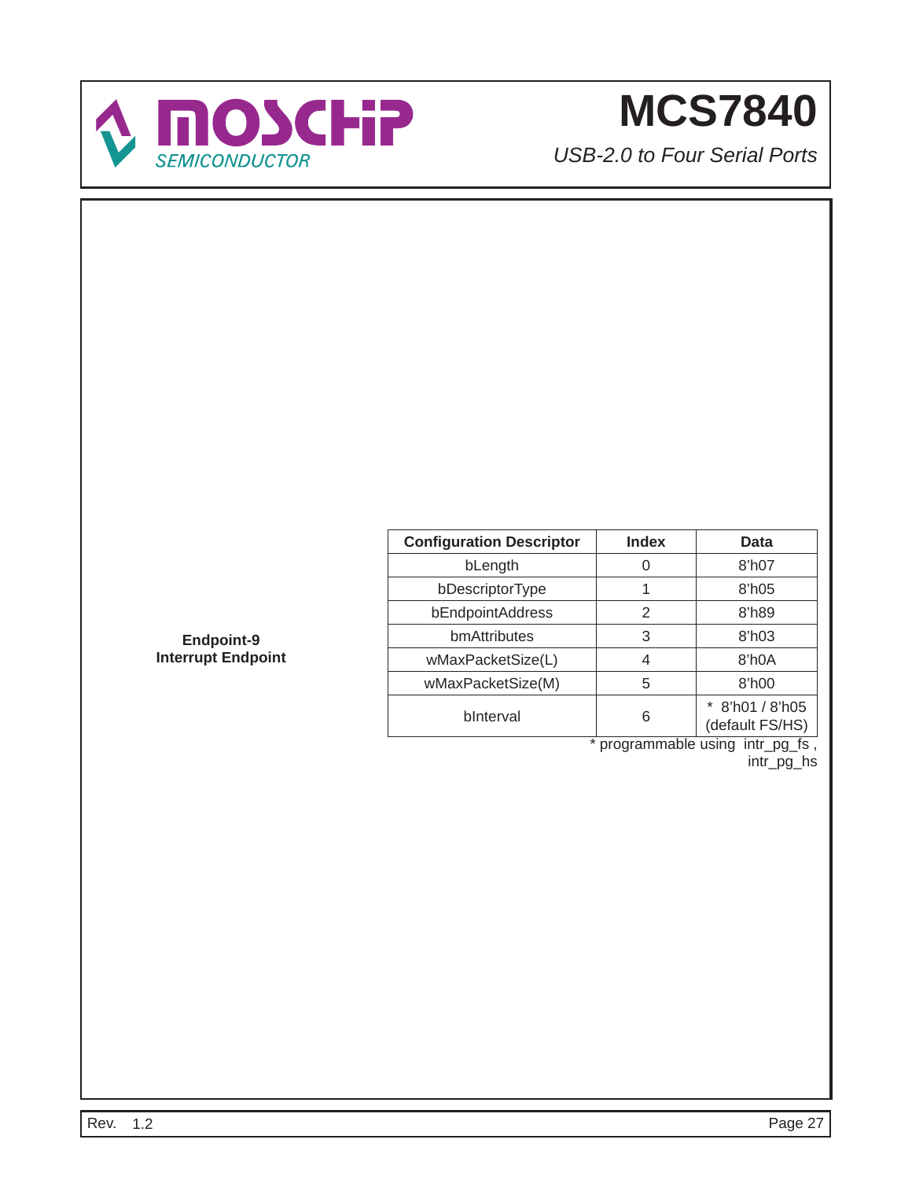**Endpoint-9**
**Interrupt Endpoint**

| Configuration Descriptor | Index | Data |
|---|---|---|
| bLength | 0 | 8'h07 |
| bDescriptorType | 1 | 8'h05 |
| bEndpointAddress | 2 | 8'h89 |
| bmAttributes | 3 | 8'h03 |
| wMaxPacketSize(L) | 4 | 8'h0A |
| wMaxPacketSize(M) | 5 | 8'h00 |
| bInterval | 6 | * 8'h01 / 8'h05 (default FS/HS) |

* programmable using intr_pg_fs , intr_pg_hs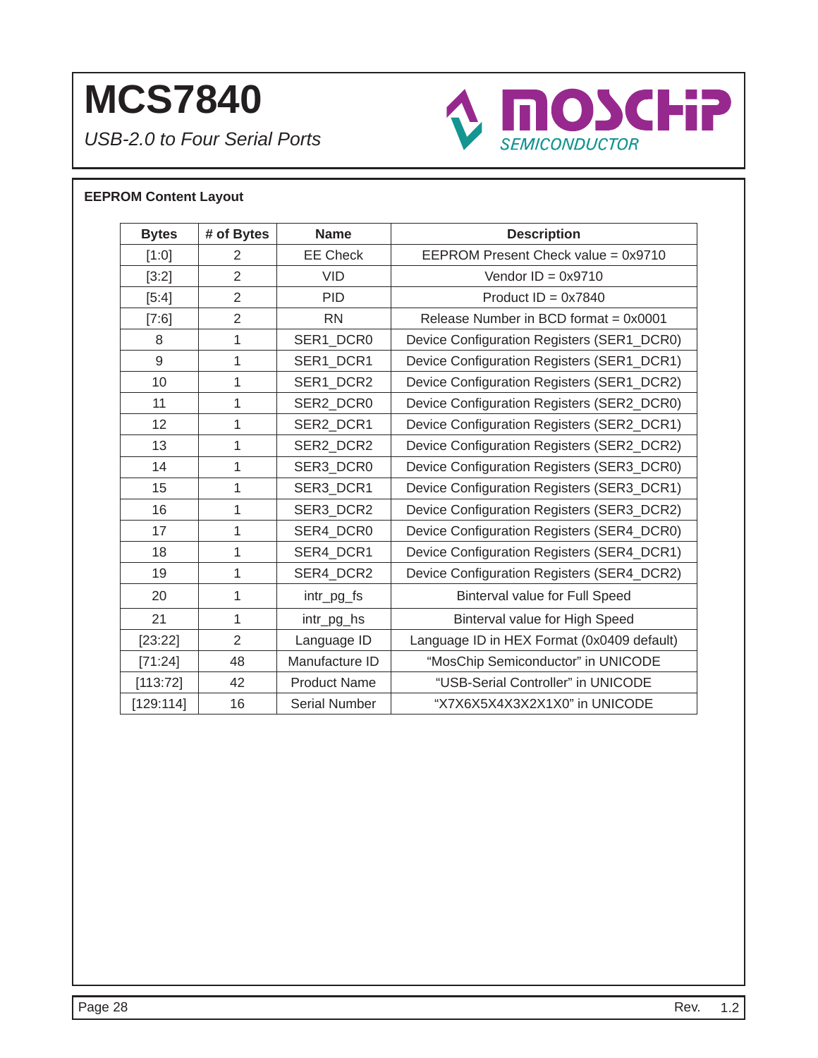**EEPROM Content Layout**

| Bytes | # of Bytes | Name | Description |
|---|---|---|---|
| [1:0] | 2 | EE Check | EEPROM Present Check value = 0x9710 |
| [3:2] | 2 | VID | Vendor ID = 0x9710 |
| [5:4] | 2 | PID | Product ID = 0x7840 |
| [7:6] | 2 | RN | Release Number in BCD format = 0x0001 |
| 8 | 1 | SER1_DCR0 | Device Configuration Registers (SER1_DCR0) |
| 9 | 1 | SER1_DCR1 | Device Configuration Registers (SER1_DCR1) |
| 10 | 1 | SER1_DCR2 | Device Configuration Registers (SER1_DCR2) |
| 11 | 1 | SER2_DCR0 | Device Configuration Registers (SER2_DCR0) |
| 12 | 1 | SER2_DCR1 | Device Configuration Registers (SER2_DCR1) |
| 13 | 1 | SER2_DCR2 | Device Configuration Registers (SER2_DCR2) |
| 14 | 1 | SER3_DCR0 | Device Configuration Registers (SER3_DCR0) |
| 15 | 1 | SER3_DCR1 | Device Configuration Registers (SER3_DCR1) |
| 16 | 1 | SER3_DCR2 | Device Configuration Registers (SER3_DCR2) |
| 17 | 1 | SER4_DCR0 | Device Configuration Registers (SER4_DCR0) |
| 18 | 1 | SER4_DCR1 | Device Configuration Registers (SER4_DCR1) |
| 19 | 1 | SER4_DCR2 | Device Configuration Registers (SER4_DCR2) |
| 20 | 1 | intr_pg_fs | Binterval value for Full Speed |
| 21 | 1 | intr_pg_hs | Binterval value for High Speed |
| [23:22] | 2 | Language ID | Language ID in HEX Format (0x0409 default) |
| [71:24] | 48 | Manufacture ID | “MosChip Semiconductor” in UNICODE |
| [113:72] | 42 | Product Name | “USB-Serial Controller” in UNICODE |
| [129:114] | 16 | Serial Number | “X7X6X5X4X3X2X1X0” in UNICODE |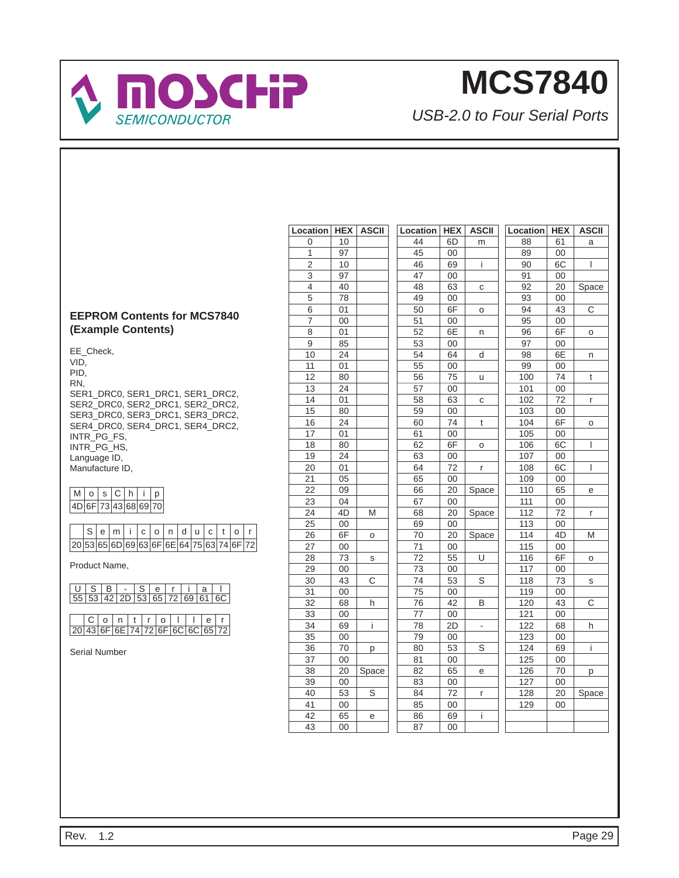## EEPROM Contents for MCS7840 (Example Contents)

EE_Check,
VID,
PID,
RN,
SER1_DRC0, SER1_DRC1, SER1_DRC2,
SER2_DRC0, SER2_DRC1, SER2_DRC2,
SER3_DRC0, SER3_DRC1, SER3_DRC2,
SER4_DRC0, SER4_DRC1, SER4_DRC2,
INTR_PG_FS,
INTR_PG_HS,
Language ID,
Manufacture ID,

| M | o | s | C | h | i | p |
|---|---|---|---|---|---|---|
| 4D | 6F | 73 | 43 | 68 | 69 | 70 |

| | S | e | m | i | c | o | n | d | u | c | t | o | r |
|---|---|---|---|---|---|---|---|---|---|---|---|---|---|
| 20 | 53 | 65 | 6D | 69 | 63 | 6F | 6E | 64 | 75 | 63 | 74 | 6F | 72 |

Product Name,

| U | S | B | - | S | e | r | i | a | l |
|---|---|---|---|---|---|---|---|---|---|
| 55 | 53 | 42 | 2D | 53 | 65 | 72 | 69 | 61 | 6C |

| | C | o | n | t | r | o | l | l | e | r |
|---|---|---|---|---|---|---|---|---|---|---|
| 20 | 43 | 6F | 6E | 74 | 72 | 6F | 6C | 6C | 65 | 72 |

Serial Number

| Location | HEX | ASCII |
|---|---|---|
| 0 | 10 | |
| 1 | 97 | |
| 2 | 10 | |
| 3 | 97 | |
| 4 | 40 | |
| 5 | 78 | |
| 6 | 01 | |
| 7 | 00 | |
| 8 | 01 | |
| 9 | 85 | |
| 10 | 24 | |
| 11 | 01 | |
| 12 | 80 | |
| 13 | 24 | |
| 14 | 01 | |
| 15 | 80 | |
| 16 | 24 | |
| 17 | 01 | |
| 18 | 80 | |
| 19 | 24 | |
| 20 | 01 | |
| 21 | 05 | |
| 22 | 09 | |
| 23 | 04 | |
| 24 | 4D | M |
| 25 | 00 | |
| 26 | 6F | o |
| 27 | 00 | |
| 28 | 73 | s |
| 29 | 00 | |
| 30 | 43 | C |
| 31 | 00 | |
| 32 | 68 | h |
| 33 | 00 | |
| 34 | 69 | i |
| 35 | 00 | |
| 36 | 70 | p |
| 37 | 00 | |
| 38 | 20 | Space |
| 39 | 00 | |
| 40 | 53 | S |
| 41 | 00 | |
| 42 | 65 | e |
| 43 | 00 | |

| Location | HEX | ASCII |
|---|---|---|
| 44 | 6D | m |
| 45 | 00 | |
| 46 | 69 | i |
| 47 | 00 | |
| 48 | 63 | c |
| 49 | 00 | |
| 50 | 6F | o |
| 51 | 00 | |
| 52 | 6E | n |
| 53 | 00 | |
| 54 | 64 | d |
| 55 | 00 | |
| 56 | 75 | u |
| 57 | 00 | |
| 58 | 63 | c |
| 59 | 00 | |
| 60 | 74 | t |
| 61 | 00 | |
| 62 | 6F | o |
| 63 | 00 | |
| 64 | 72 | r |
| 65 | 00 | |
| 66 | 20 | Space |
| 67 | 00 | |
| 68 | 20 | Space |
| 69 | 00 | |
| 70 | 20 | Space |
| 71 | 00 | |
| 72 | 55 | U |
| 73 | 00 | |
| 74 | 53 | S |
| 75 | 00 | |
| 76 | 42 | B |
| 77 | 00 | |
| 78 | 2D | - |
| 79 | 00 | |
| 80 | 53 | S |
| 81 | 00 | |
| 82 | 65 | e |
| 83 | 00 | |
| 84 | 72 | r |
| 85 | 00 | |
| 86 | 69 | i |
| 87 | 00 | |

| Location | HEX | ASCII |
|---|---|---|
| 88 | 61 | a |
| 89 | 00 | |
| 90 | 6C | l |
| 91 | 00 | |
| 92 | 20 | Space |
| 93 | 00 | |
| 94 | 43 | C |
| 95 | 00 | |
| 96 | 6F | o |
| 97 | 00 | |
| 98 | 6E | n |
| 99 | 00 | |
| 100 | 74 | t |
| 101 | 00 | |
| 102 | 72 | r |
| 103 | 00 | |
| 104 | 6F | o |
| 105 | 00 | |
| 106 | 6C | l |
| 107 | 00 | |
| 108 | 6C | l |
| 109 | 00 | |
| 110 | 65 | e |
| 111 | 00 | |
| 112 | 72 | r |
| 113 | 00 | |
| 114 | 4D | M |
| 115 | 00 | |
| 116 | 6F | o |
| 117 | 00 | |
| 118 | 73 | s |
| 119 | 00 | |
| 120 | 43 | C |
| 121 | 00 | |
| 122 | 68 | h |
| 123 | 00 | |
| 124 | 69 | i |
| 125 | 00 | |
| 126 | 70 | p |
| 127 | 00 | |
| 128 | 20 | Space |
| 129 | 00 | |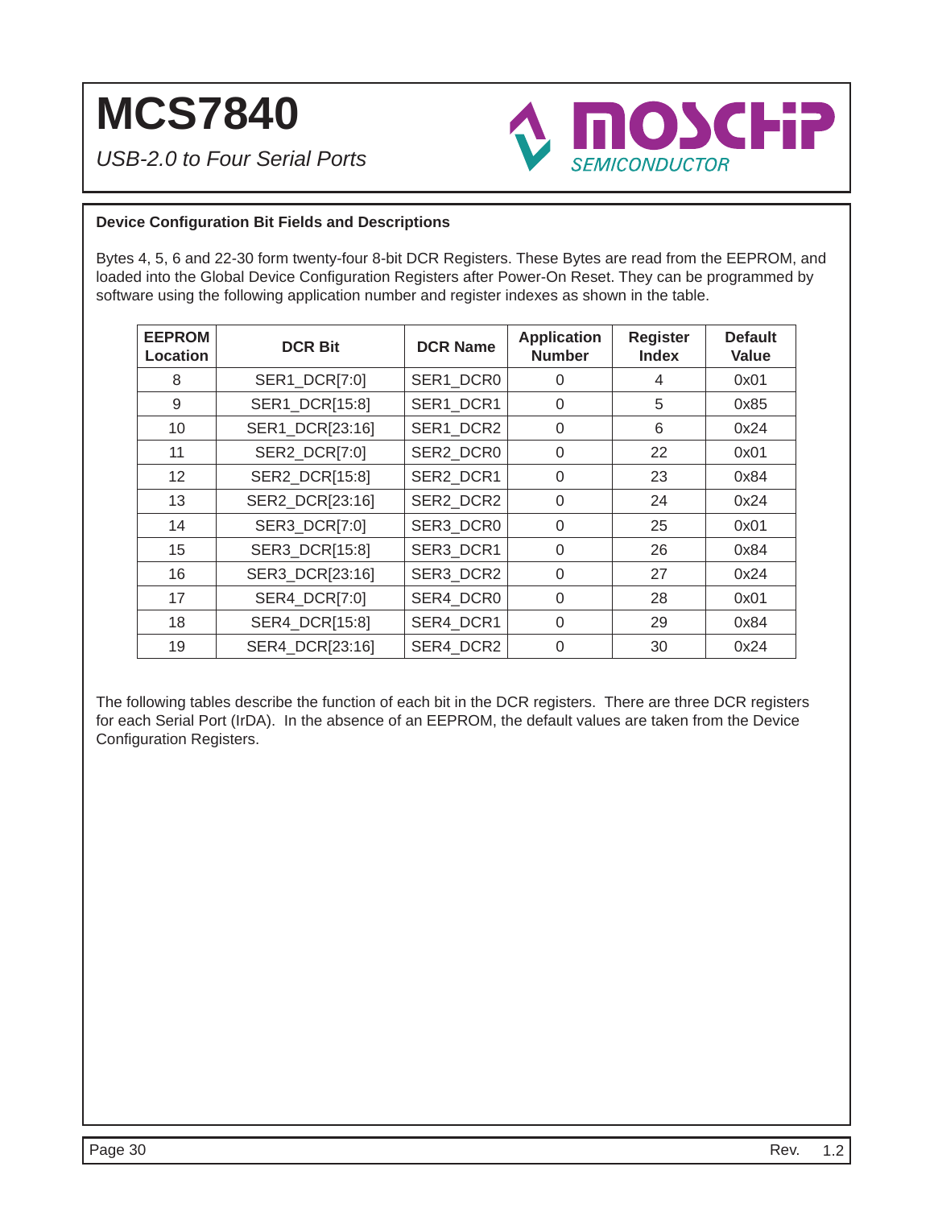**Device Configuration Bit Fields and Descriptions**

Bytes 4, 5, 6 and 22-30 form twenty-four 8-bit DCR Registers. These Bytes are read from the EEPROM, and loaded into the Global Device Configuration Registers after Power-On Reset. They can be programmed by software using the following application number and register indexes as shown in the table.

| EEPROM Location | DCR Bit | DCR Name | Application Number | Register Index | Default Value |
|---|---|---|---|---|---|
| 8 | SER1_DCR[7:0] | SER1_DCR0 | 0 | 4 | 0x01 |
| 9 | SER1_DCR[15:8] | SER1_DCR1 | 0 | 5 | 0x85 |
| 10 | SER1_DCR[23:16] | SER1_DCR2 | 0 | 6 | 0x24 |
| 11 | SER2_DCR[7:0] | SER2_DCR0 | 0 | 22 | 0x01 |
| 12 | SER2_DCR[15:8] | SER2_DCR1 | 0 | 23 | 0x84 |
| 13 | SER2_DCR[23:16] | SER2_DCR2 | 0 | 24 | 0x24 |
| 14 | SER3_DCR[7:0] | SER3_DCR0 | 0 | 25 | 0x01 |
| 15 | SER3_DCR[15:8] | SER3_DCR1 | 0 | 26 | 0x84 |
| 16 | SER3_DCR[23:16] | SER3_DCR2 | 0 | 27 | 0x24 |
| 17 | SER4_DCR[7:0] | SER4_DCR0 | 0 | 28 | 0x01 |
| 18 | SER4_DCR[15:8] | SER4_DCR1 | 0 | 29 | 0x84 |
| 19 | SER4_DCR[23:16] | SER4_DCR2 | 0 | 30 | 0x24 |

The following tables describe the function of each bit in the DCR registers. There are three DCR registers for each Serial Port (IrDA). In the absence of an EEPROM, the default values are taken from the Device Configuration Registers.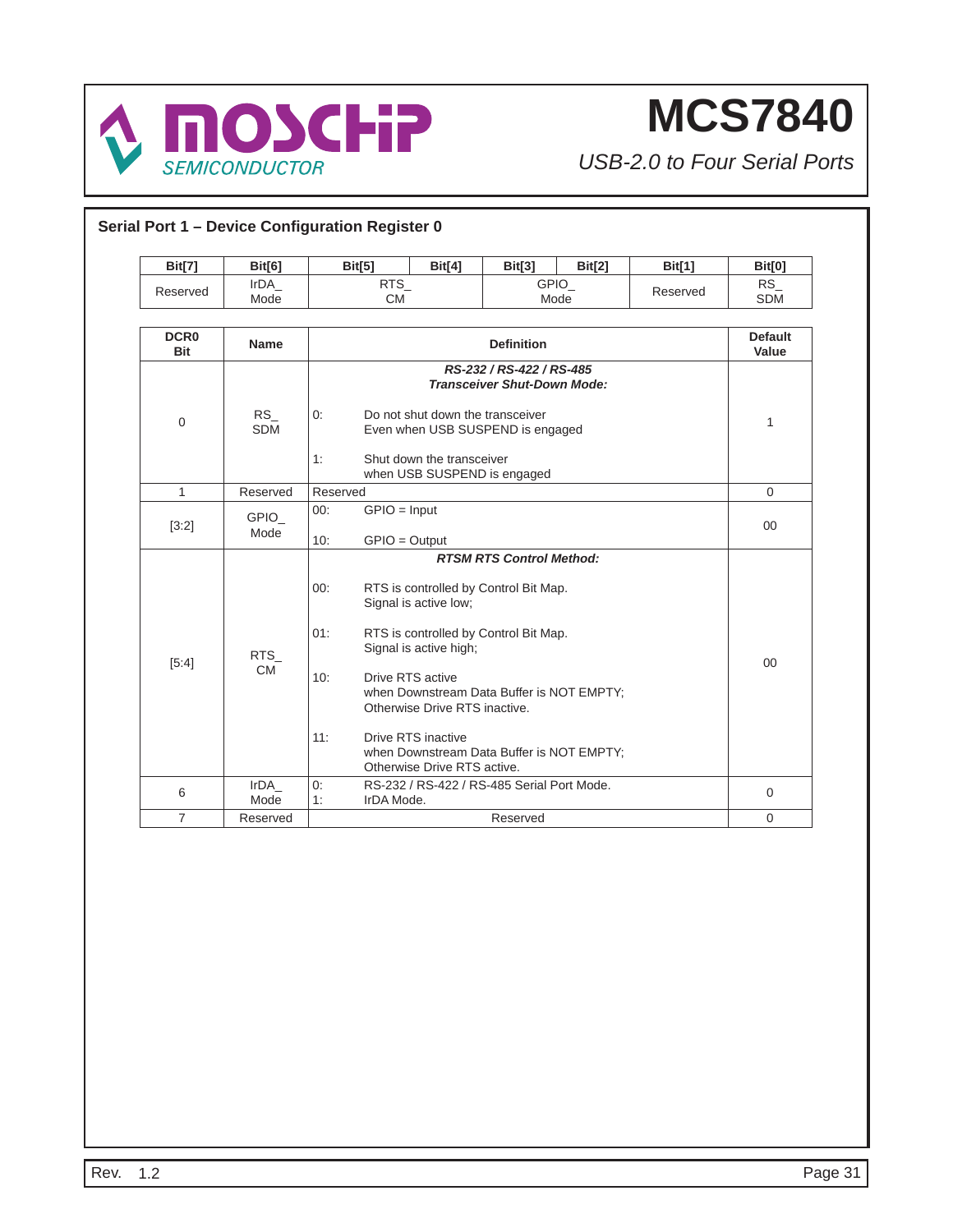## Serial Port 1 – Device Configuration Register 0

| Bit[7] | Bit[6] | Bit[5] | Bit[4] | Bit[3] | Bit[2] | Bit[1] | Bit[0] |
|---|---|---|---|---|---|---|---|
| Reserved | IrDA_ Mode | RTS_ CM | | GPIO_ Mode | | Reserved | RS_ SDM |

| DCR0 Bit | Name | Definition | Default Value |
|---|---|---|---|
| 0 | RS_ SDM | ***RS-232 / RS-422 / RS-485 Transceiver Shut-Down Mode:*** <br> 0: Do not shut down the transceiver Even when USB SUSPEND is engaged <br> 1: Shut down the transceiver when USB SUSPEND is engaged | 1 |
| 1 | Reserved | Reserved | 0 |
| [3:2] | GPIO_ Mode | 00: GPIO = Input <br> 10: GPIO = Output | 00 |
| [5:4] | RTS_ CM | ***RTSM RTS Control Method:*** <br> 00: RTS is controlled by Control Bit Map. Signal is active low; <br> 01: RTS is controlled by Control Bit Map. Signal is active high; <br> 10: Drive RTS active when Downstream Data Buffer is NOT EMPTY; Otherwise Drive RTS inactive. <br> 11: Drive RTS inactive when Downstream Data Buffer is NOT EMPTY; Otherwise Drive RTS active. | 00 |
| 6 | IrDA_ Mode | 0: RS-232 / RS-422 / RS-485 Serial Port Mode. <br> 1: IrDA Mode. | 0 |
| 7 | Reserved | Reserved | 0 |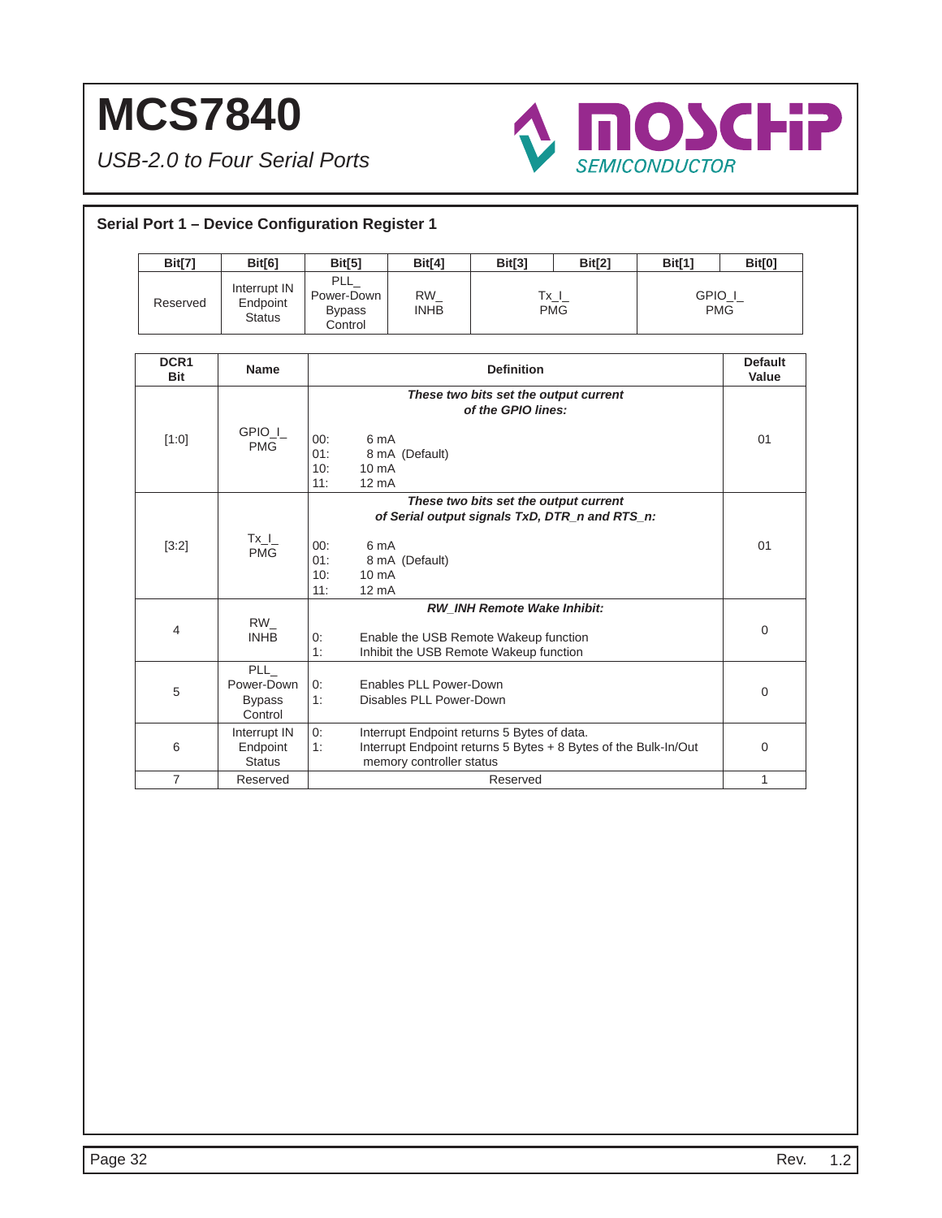## Serial Port 1 – Device Configuration Register 1

| Bit[7] | Bit[6] | Bit[5] | Bit[4] | Bit[3] | Bit[2] | Bit[1] | Bit[0] |
|---|---|---|---|---|---|---|---|
| Reserved | Interrupt IN Endpoint Status | PLL_ Power-Down Bypass Control | RW_ INHB | Tx_I_ PMG | | GPIO_I_ PMG | |

| DCR1 Bit | Name | Definition | Default Value |
|---|---|---|---|
| [1:0] | GPIO_I_ PMG | ***These two bits set the output current of the GPIO lines:***<br>00: 6 mA<br>01: 8 mA (Default)<br>10: 10 mA<br>11: 12 mA | 01 |
| [3:2] | Tx_I_ PMG | ***These two bits set the output current of Serial output signals TxD, DTR_n and RTS_n:***<br>00: 6 mA<br>01: 8 mA (Default)<br>10: 10 mA<br>11: 12 mA | 01 |
| 4 | RW_ INHB | ***RW_INH Remote Wake Inhibit:***<br>0: Enable the USB Remote Wakeup function<br>1: Inhibit the USB Remote Wakeup function | 0 |
| 5 | PLL_ Power-Down Bypass Control | 0: Enables PLL Power-Down<br>1: Disables PLL Power-Down | 0 |
| 6 | Interrupt IN Endpoint Status | 0: Interrupt Endpoint returns 5 Bytes of data.<br>1: Interrupt Endpoint returns 5 Bytes + 8 Bytes of the Bulk-In/Out memory controller status | 0 |
| 7 | Reserved | Reserved | 1 |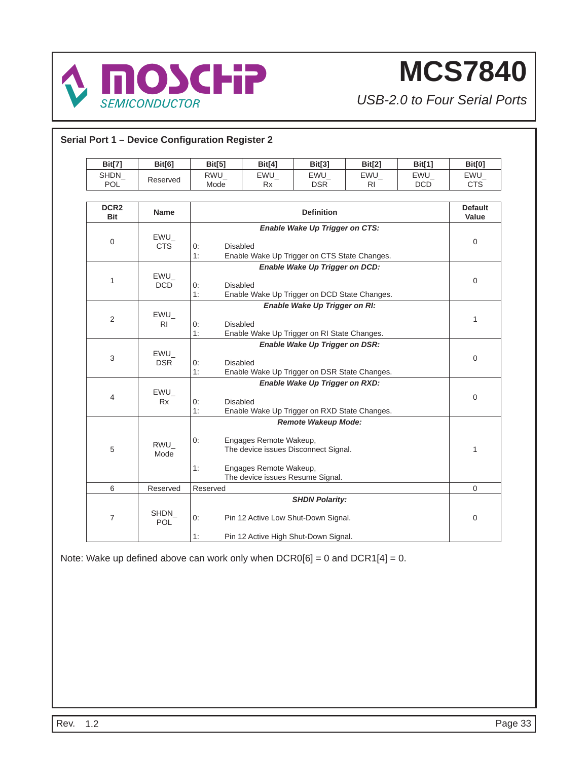## Serial Port 1 – Device Configuration Register 2

| Bit[7] | Bit[6] | Bit[5] | Bit[4] | Bit[3] | Bit[2] | Bit[1] | Bit[0] |
|---|---|---|---|---|---|---|---|
| SHDN_ POL | Reserved | RWU_ Mode | EWU_ Rx | EWU_ DSR | EWU_ RI | EWU_ DCD | EWU_ CTS |

| DCR2 Bit | Name | Definition | Default Value |
|---|---|---|---|
| 0 | EWU_ CTS | ***Enable Wake Up Trigger on CTS:*** <br> 0: Disabled <br> 1: Enable Wake Up Trigger on CTS State Changes. | 0 |
| 1 | EWU_ DCD | ***Enable Wake Up Trigger on DCD:*** <br> 0: Disabled <br> 1: Enable Wake Up Trigger on DCD State Changes. | 0 |
| 2 | EWU_ RI | ***Enable Wake Up Trigger on RI:*** <br> 0: Disabled <br> 1: Enable Wake Up Trigger on RI State Changes. | 1 |
| 3 | EWU_ DSR | ***Enable Wake Up Trigger on DSR:*** <br> 0: Disabled <br> 1: Enable Wake Up Trigger on DSR State Changes. | 0 |
| 4 | EWU_ Rx | ***Enable Wake Up Trigger on RXD:*** <br> 0: Disabled <br> 1: Enable Wake Up Trigger on RXD State Changes. | 0 |
| 5 | RWU_ Mode | ***Remote Wakeup Mode:*** <br> 0: Engages Remote Wakeup, The device issues Disconnect Signal. <br> 1: Engages Remote Wakeup, The device issues Resume Signal. | 1 |
| 6 | Reserved | Reserved | 0 |
| 7 | SHDN_ POL | ***SHDN Polarity:*** <br> 0: Pin 12 Active Low Shut-Down Signal. <br> 1: Pin 12 Active High Shut-Down Signal. | 0 |

Note: Wake up defined above can work only when DCR0[6] = 0 and DCR1[4] = 0.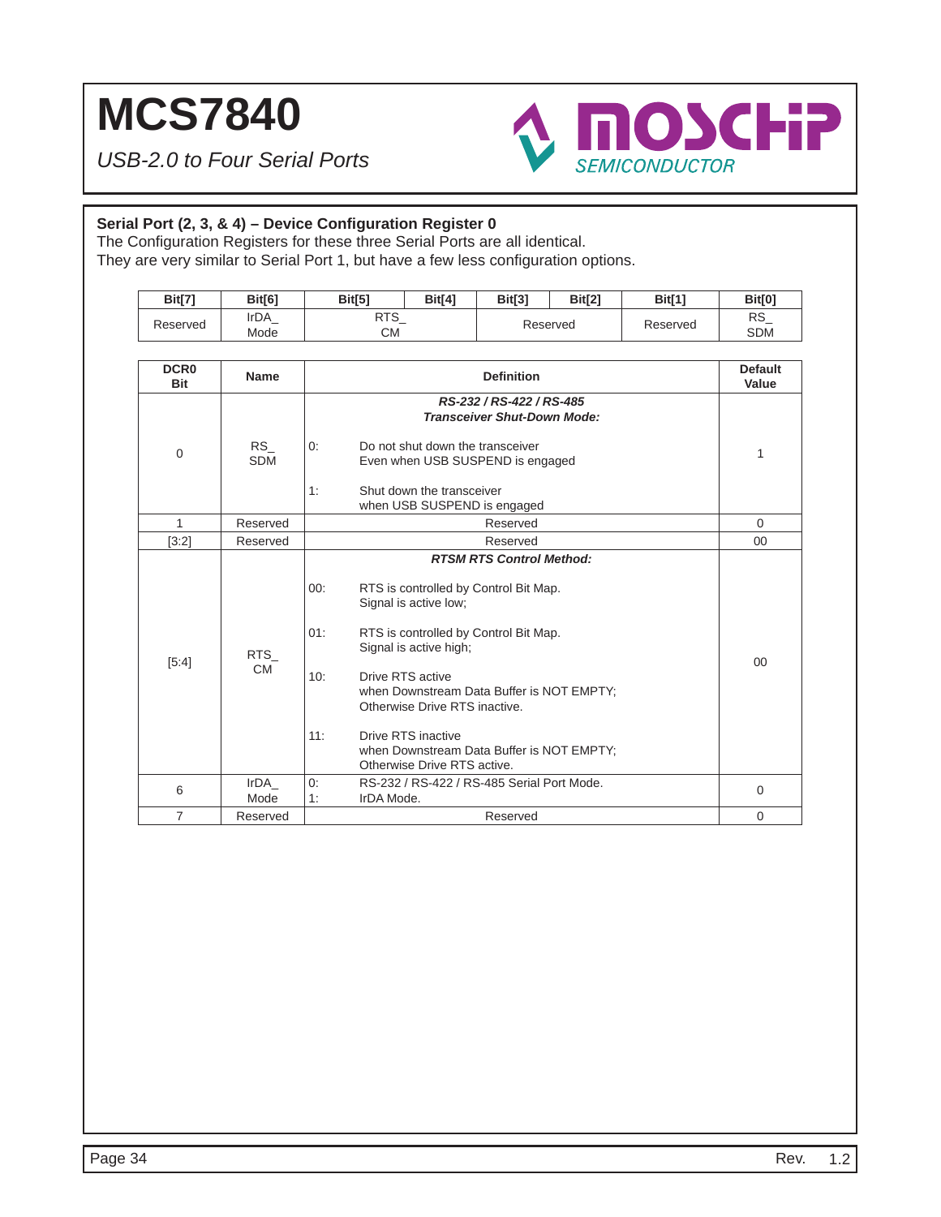## Serial Port (2, 3, & 4) – Device Configuration Register 0

The Configuration Registers for these three Serial Ports are all identical.
They are very similar to Serial Port 1, but have a few less configuration options.

| Bit[7] | Bit[6] | Bit[5] | Bit[4] | Bit[3] | Bit[2] | Bit[1] | Bit[0] |
|---|---|---|---|---|---|---|---|
| Reserved | IrDA_ Mode | RTS_ CM | | Reserved | | Reserved | RS_ SDM |

| DCR0 Bit | Name | Definition | Default Value |
|---|---|---|---|
| 0 | RS_ SDM | ***RS-232 / RS-422 / RS-485 Transceiver Shut-Down Mode:***<br>0: Do not shut down the transceiver Even when USB SUSPEND is engaged<br>1: Shut down the transceiver when USB SUSPEND is engaged | 1 |
| 1 | Reserved | Reserved | 0 |
| [3:2] | Reserved | Reserved | 00 |
| [5:4] | RTS_ CM | ***RTSM RTS Control Method:***<br>00: RTS is controlled by Control Bit Map. Signal is active low;<br>01: RTS is controlled by Control Bit Map. Signal is active high;<br>10: Drive RTS active when Downstream Data Buffer is NOT EMPTY; Otherwise Drive RTS inactive.<br>11: Drive RTS inactive when Downstream Data Buffer is NOT EMPTY; Otherwise Drive RTS active. | 00 |
| 6 | IrDA_ Mode | 0: RS-232 / RS-422 / RS-485 Serial Port Mode.<br>1: IrDA Mode. | 0 |
| 7 | Reserved | Reserved | 0 |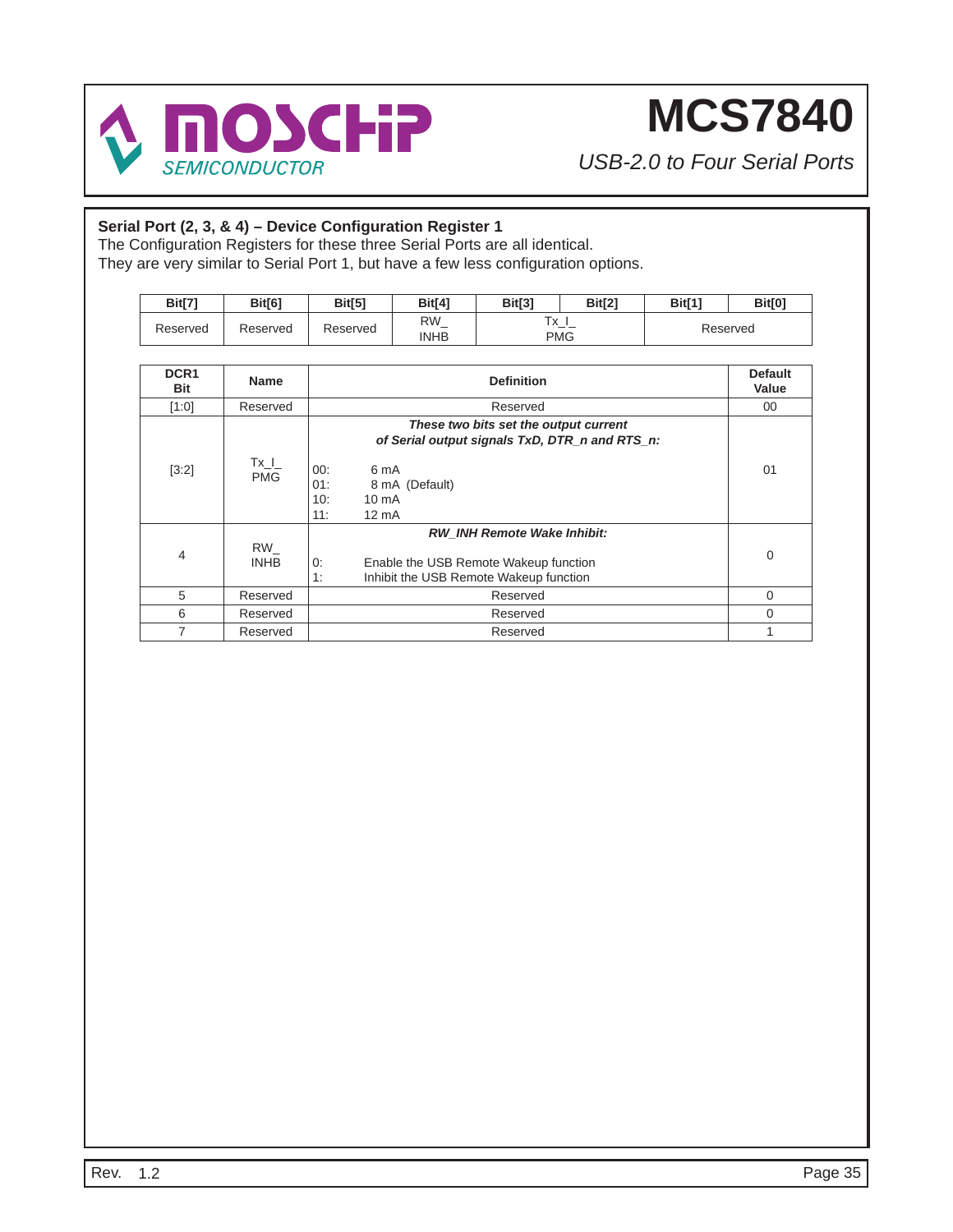## Serial Port (2, 3, & 4) – Device Configuration Register 1

The Configuration Registers for these three Serial Ports are all identical.
They are very similar to Serial Port 1, but have a few less configuration options.

| Bit[7] | Bit[6] | Bit[5] | Bit[4] | Bit[3] | Bit[2] | Bit[1] | Bit[0] |
|---|---|---|---|---|---|---|---|
| Reserved | Reserved | Reserved | RW_ INHB | Tx_I_ PMG | | Reserved | |

| DCR1 Bit | Name | Definition | Default Value |
|---|---|---|---|
| [1:0] | Reserved | Reserved | 00 |
| [3:2] | Tx_I_ PMG | ***These two bits set the output current of Serial output signals TxD, DTR_n and RTS_n:*** <br> 00: 6 mA <br> 01: 8 mA (Default) <br> 10: 10 mA <br> 11: 12 mA | 01 |
| 4 | RW_ INHB | ***RW_INH Remote Wake Inhibit:*** <br> 0: Enable the USB Remote Wakeup function <br> 1: Inhibit the USB Remote Wakeup function | 0 |
| 5 | Reserved | Reserved | 0 |
| 6 | Reserved | Reserved | 0 |
| 7 | Reserved | Reserved | 1 |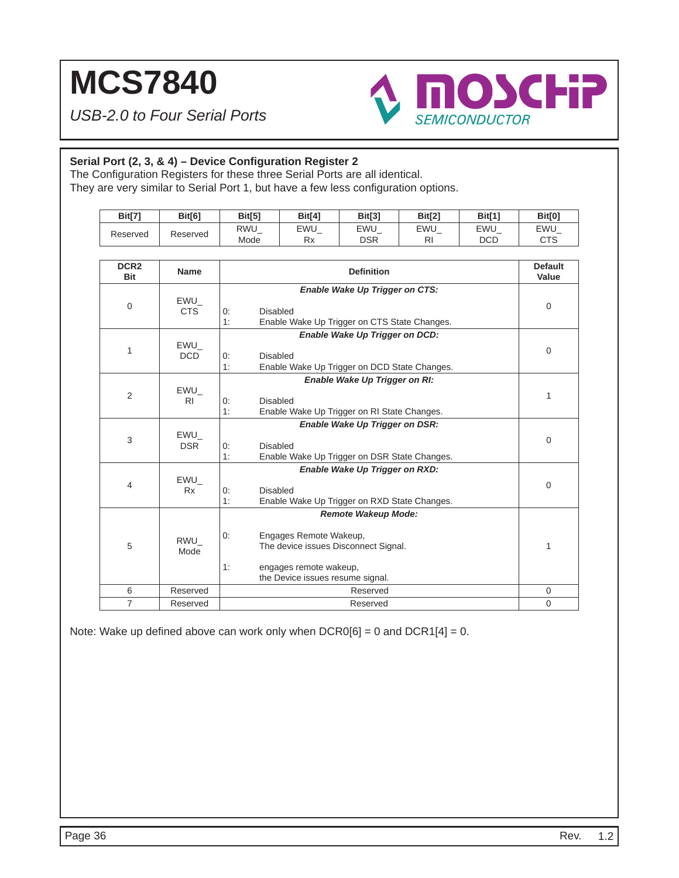## Serial Port (2, 3, & 4) – Device Configuration Register 2

The Configuration Registers for these three Serial Ports are all identical.
They are very similar to Serial Port 1, but have a few less configuration options.

| Bit[7] | Bit[6] | Bit[5] | Bit[4] | Bit[3] | Bit[2] | Bit[1] | Bit[0] |
|---|---|---|---|---|---|---|---|
| Reserved | Reserved | RWU_ Mode | EWU_ Rx | EWU_ DSR | EWU_ RI | EWU_ DCD | EWU_ CTS |

| DCR2 Bit | Name | Definition | Default Value |
|---|---|---|---|
| 0 | EWU_ CTS | ***Enable Wake Up Trigger on CTS:*** <br> 0: Disabled <br> 1: Enable Wake Up Trigger on CTS State Changes. | 0 |
| 1 | EWU_ DCD | ***Enable Wake Up Trigger on DCD:*** <br> 0: Disabled <br> 1: Enable Wake Up Trigger on DCD State Changes. | 0 |
| 2 | EWU_ RI | ***Enable Wake Up Trigger on RI:*** <br> 0: Disabled <br> 1: Enable Wake Up Trigger on RI State Changes. | 1 |
| 3 | EWU_ DSR | ***Enable Wake Up Trigger on DSR:*** <br> 0: Disabled <br> 1: Enable Wake Up Trigger on DSR State Changes. | 0 |
| 4 | EWU_ Rx | ***Enable Wake Up Trigger on RXD:*** <br> 0: Disabled <br> 1: Enable Wake Up Trigger on RXD State Changes. | 0 |
| 5 | RWU_ Mode | ***Remote Wakeup Mode:*** <br> 0: Engages Remote Wakeup, The device issues Disconnect Signal. <br> 1: engages remote wakeup, the Device issues resume signal. | 1 |
| 6 | Reserved | Reserved | 0 |
| 7 | Reserved | Reserved | 0 |

Note: Wake up defined above can work only when DCR0[6] = 0 and DCR1[4] = 0.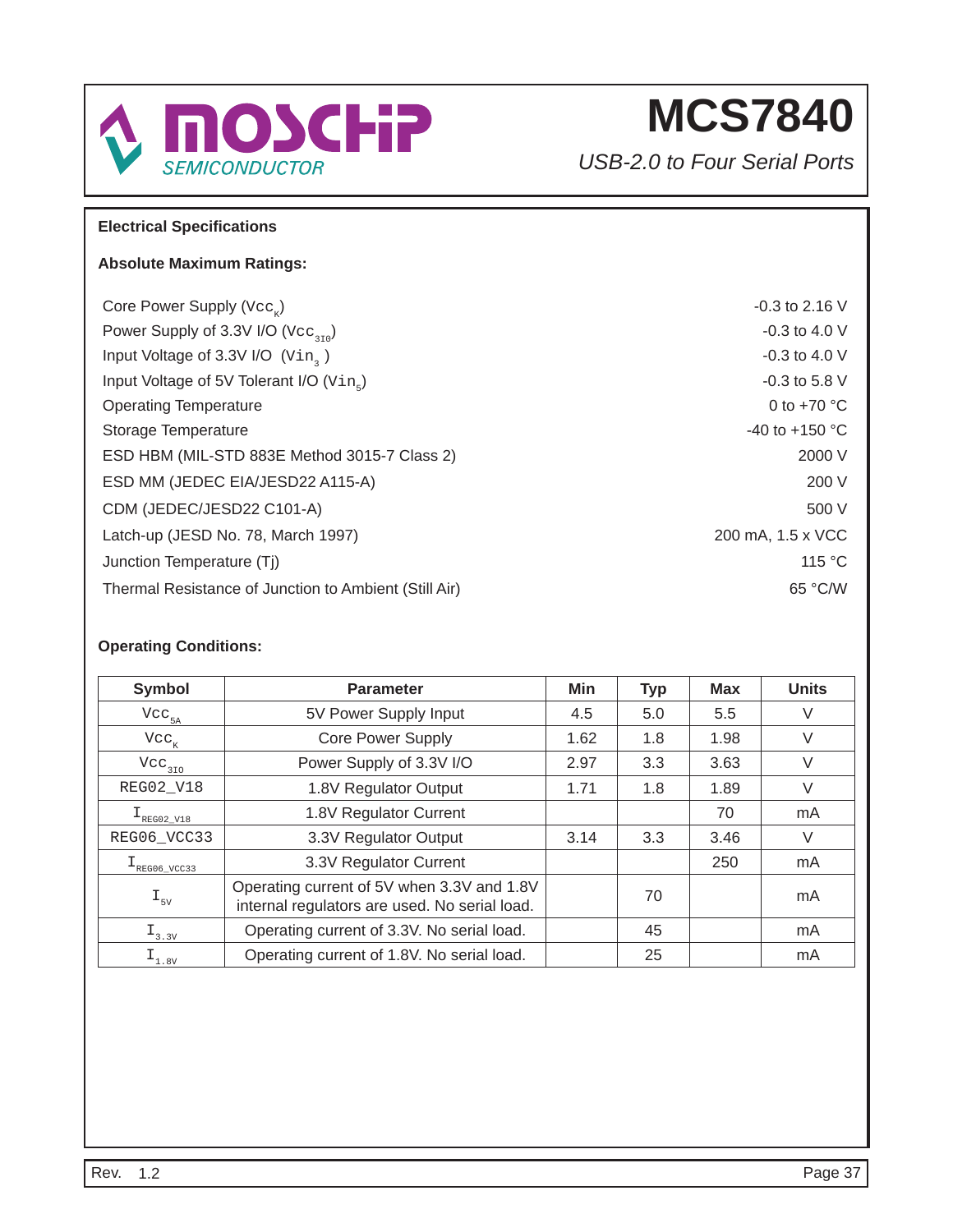## Electrical Specifications

### Absolute Maximum Ratings:

| | |
|---|---|
| Core Power Supply ($Vcc_K$) | -0.3 to 2.16 V |
| Power Supply of 3.3V I/O ($Vcc_{3IO}$) | -0.3 to 4.0 V |
| Input Voltage of 3.3V I/O ($Vin_3$) | -0.3 to 4.0 V |
| Input Voltage of 5V Tolerant I/O ($Vin_5$) | -0.3 to 5.8 V |
| Operating Temperature | 0 to +70 °C |
| Storage Temperature | -40 to +150 °C |
| ESD HBM (MIL-STD 883E Method 3015-7 Class 2) | 2000 V |
| ESD MM (JEDEC EIA/JESD22 A115-A) | 200 V |
| CDM (JEDEC/JESD22 C101-A) | 500 V |
| Latch-up (JESD No. 78, March 1997) | 200 mA, 1.5 x VCC |
| Junction Temperature (Tj) | 115 °C |
| Thermal Resistance of Junction to Ambient (Still Air) | 65 °C/W |

### Operating Conditions:

| Symbol | Parameter | Min | Typ | Max | Units |
|---|---|---|---|---|---|
| $Vcc_{5A}$ | 5V Power Supply Input | 4.5 | 5.0 | 5.5 | V |
| $Vcc_K$ | Core Power Supply | 1.62 | 1.8 | 1.98 | V |
| $Vcc_{3IO}$ | Power Supply of 3.3V I/O | 2.97 | 3.3 | 3.63 | V |
| REG02_V18 | 1.8V Regulator Output | 1.71 | 1.8 | 1.89 | V |
| $I_{REG02\_V18}$ | 1.8V Regulator Current | | | 70 | mA |
| REG06_VCC33 | 3.3V Regulator Output | 3.14 | 3.3 | 3.46 | V |
| $I_{REG06\_VCC33}$ | 3.3V Regulator Current | | | 250 | mA |
| $I_{5V}$ | Operating current of 5V when 3.3V and 1.8V internal regulators are used. No serial load. | | 70 | | mA |
| $I_{3.3V}$ | Operating current of 3.3V. No serial load. | | 45 | | mA |
| $I_{1.8V}$ | Operating current of 1.8V. No serial load. | | 25 | | mA |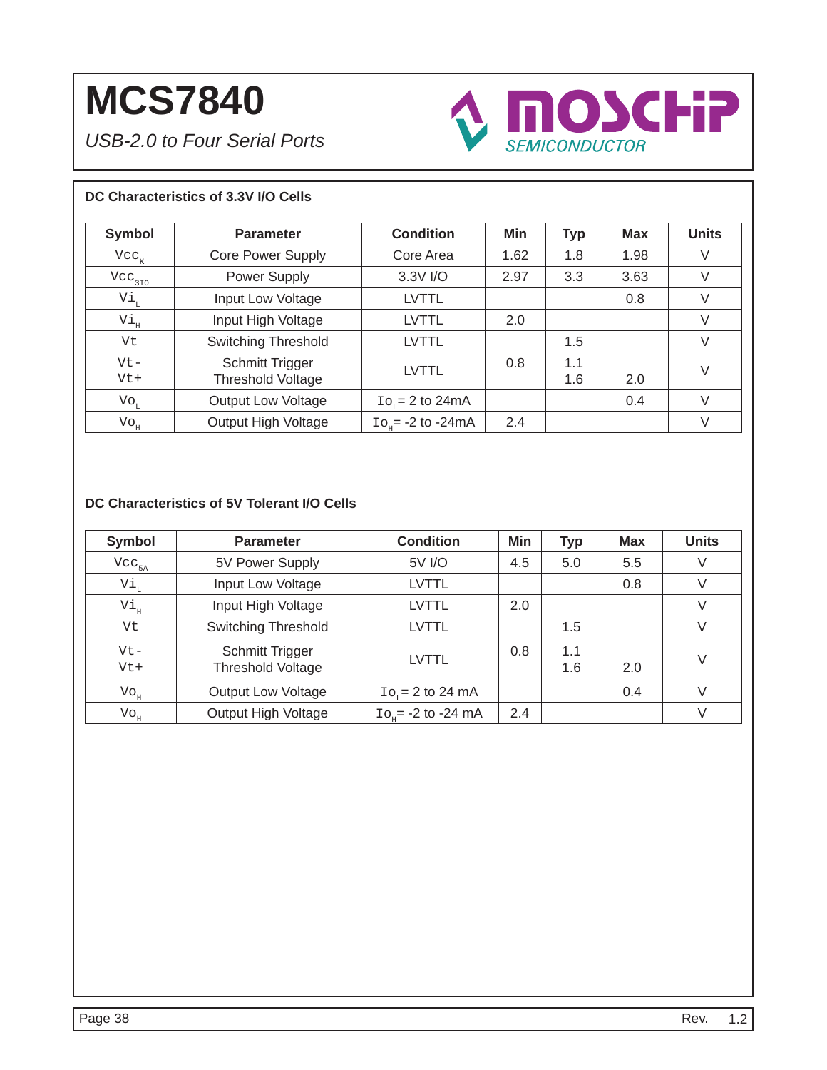## DC Characteristics of 3.3V I/O Cells

| Symbol | Parameter | Condition | Min | Typ | Max | Units |
|---|---|---|---|---|---|---|
| $Vcc_K$ | Core Power Supply | Core Area | 1.62 | 1.8 | 1.98 | V |
| $Vcc_{3IO}$ | Power Supply | 3.3V I/O | 2.97 | 3.3 | 3.63 | V |
| $Vi_L$ | Input Low Voltage | LVTTL | | | 0.8 | V |
| $Vi_H$ | Input High Voltage | LVTTL | 2.0 | | | V |
| Vt | Switching Threshold | LVTTL | | 1.5 | | V |
| Vt-<br>Vt+ | Schmitt Trigger Threshold Voltage | LVTTL | 0.8 | 1.1<br>1.6 | 2.0 | V |
| $Vo_L$ | Output Low Voltage | $Io_L$= 2 to 24mA | | | 0.4 | V |
| $Vo_H$ | Output High Voltage | $Io_H$= -2 to -24mA | 2.4 | | | V |

## DC Characteristics of 5V Tolerant I/O Cells

| Symbol | Parameter | Condition | Min | Typ | Max | Units |
|---|---|---|---|---|---|---|
| $Vcc_{5A}$ | 5V Power Supply | 5V I/O | 4.5 | 5.0 | 5.5 | V |
| $Vi_L$ | Input Low Voltage | LVTTL | | | 0.8 | V |
| $Vi_H$ | Input High Voltage | LVTTL | 2.0 | | | V |
| Vt | Switching Threshold | LVTTL | | 1.5 | | V |
| Vt-<br>Vt+ | Schmitt Trigger Threshold Voltage | LVTTL | 0.8 | 1.1<br>1.6 | 2.0 | V |
| $Vo_H$ | Output Low Voltage | $Io_L$= 2 to 24 mA | | | 0.4 | V |
| $Vo_H$ | Output High Voltage | $Io_H$= -2 to -24 mA | 2.4 | | | V |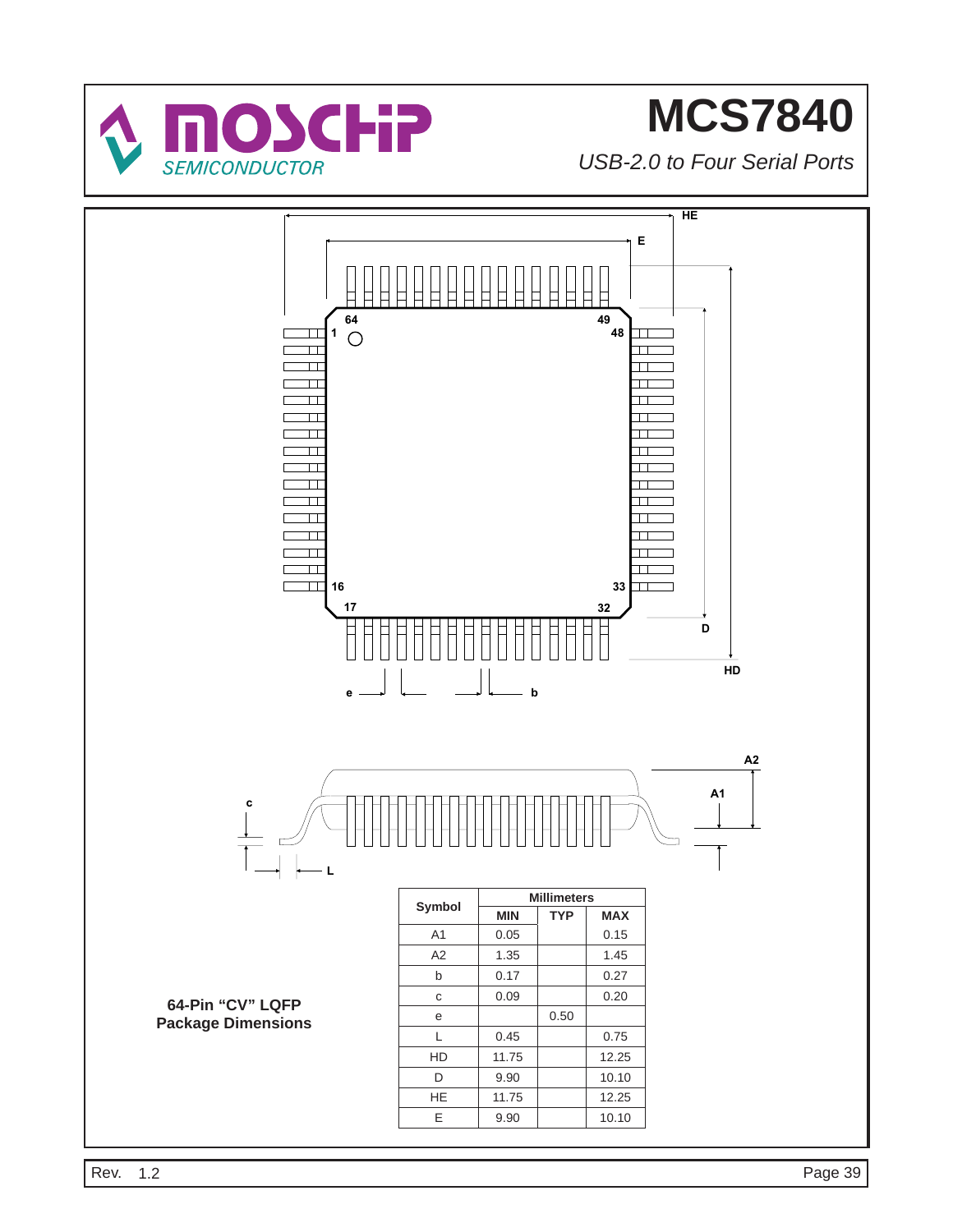# MCS7840

*USB-2.0 to Four Serial Ports*

**64-Pin "CV" LQFP Package Dimensions**

| Symbol | Millimeters | | |
|---|---|---|---|
| | MIN | TYP | MAX |
| A1 | 0.05 | | 0.15 |
| A2 | 1.35 | | 1.45 |
| b | 0.17 | | 0.27 |
| c | 0.09 | | 0.20 |
| e | | 0.50 | |
| L | 0.45 | | 0.75 |
| HD | 11.75 | | 12.25 |
| D | 9.90 | | 10.10 |
| HE | 11.75 | | 12.25 |
| E | 9.90 | | 10.10 |

Rev. 1.2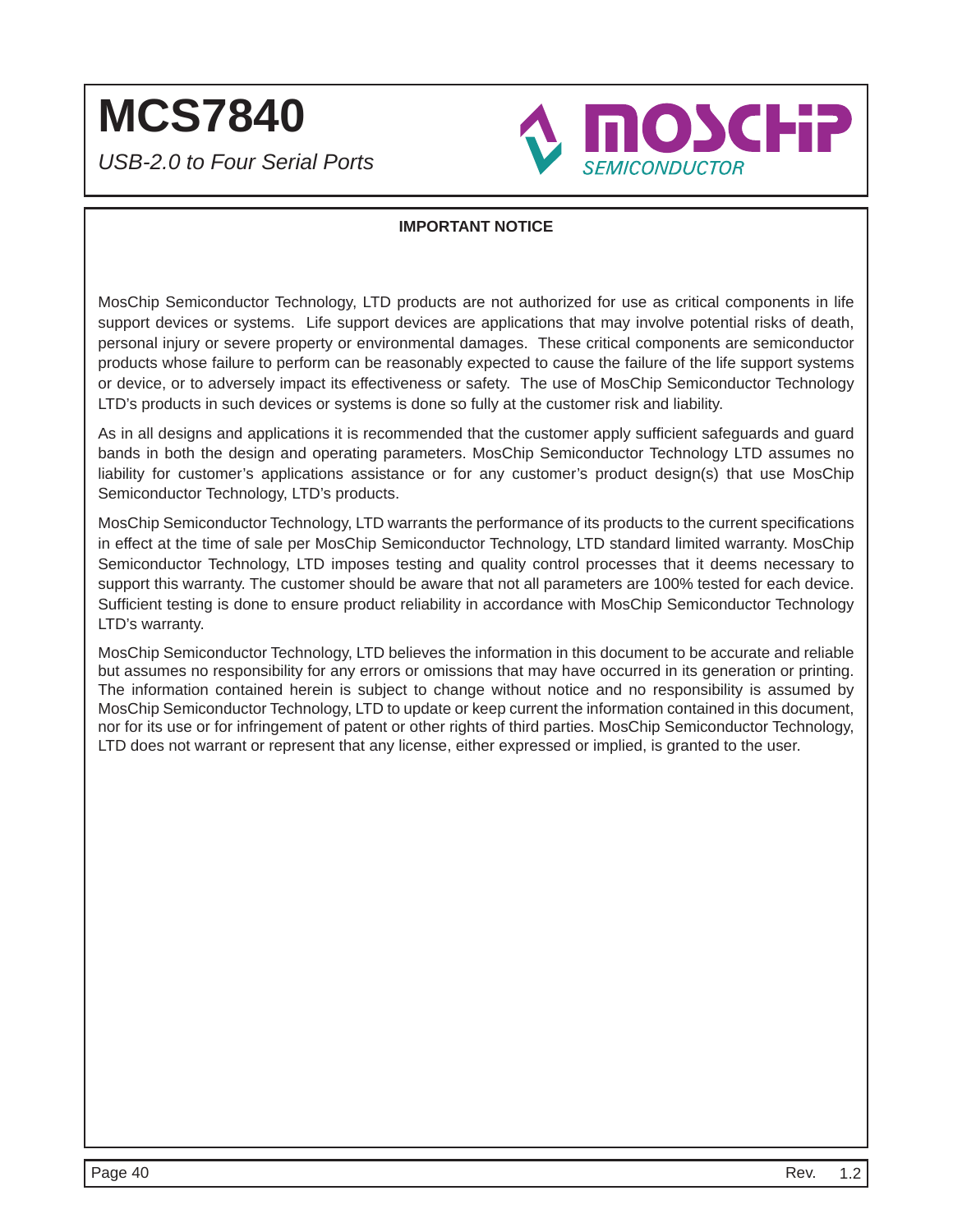## IMPORTANT NOTICE

MosChip Semiconductor Technology, LTD products are not authorized for use as critical components in life support devices or systems. Life support devices are applications that may involve potential risks of death, personal injury or severe property or environmental damages. These critical components are semiconductor products whose failure to perform can be reasonably expected to cause the failure of the life support systems or device, or to adversely impact its effectiveness or safety. The use of MosChip Semiconductor Technology LTD's products in such devices or systems is done so fully at the customer risk and liability.

As in all designs and applications it is recommended that the customer apply sufficient safeguards and guard bands in both the design and operating parameters. MosChip Semiconductor Technology LTD assumes no liability for customer's applications assistance or for any customer's product design(s) that use MosChip Semiconductor Technology, LTD's products.

MosChip Semiconductor Technology, LTD warrants the performance of its products to the current specifications in effect at the time of sale per MosChip Semiconductor Technology, LTD standard limited warranty. MosChip Semiconductor Technology, LTD imposes testing and quality control processes that it deems necessary to support this warranty. The customer should be aware that not all parameters are 100% tested for each device. Sufficient testing is done to ensure product reliability in accordance with MosChip Semiconductor Technology LTD's warranty.

MosChip Semiconductor Technology, LTD believes the information in this document to be accurate and reliable but assumes no responsibility for any errors or omissions that may have occurred in its generation or printing. The information contained herein is subject to change without notice and no responsibility is assumed by MosChip Semiconductor Technology, LTD to update or keep current the information contained in this document, nor for its use or for infringement of patent or other rights of third parties. MosChip Semiconductor Technology, LTD does not warrant or represent that any license, either expressed or implied, is granted to the user.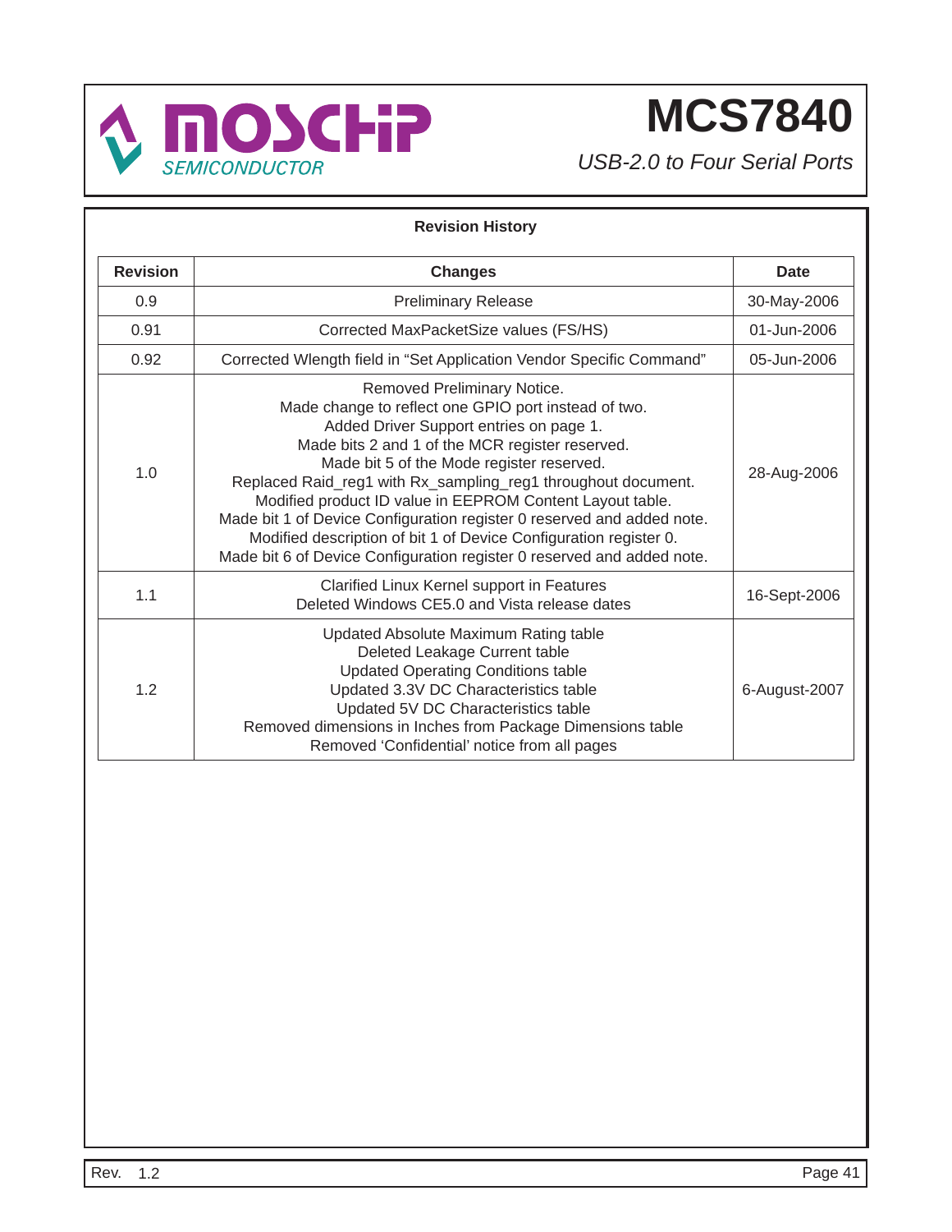**Revision History**

| Revision | Changes | Date |
|---|---|---|
| 0.9 | Preliminary Release | 30-May-2006 |
| 0.91 | Corrected MaxPacketSize values (FS/HS) | 01-Jun-2006 |
| 0.92 | Corrected Wlength field in "Set Application Vendor Specific Command" | 05-Jun-2006 |
| 1.0 | Removed Preliminary Notice.<br>Made change to reflect one GPIO port instead of two.<br>Added Driver Support entries on page 1.<br>Made bits 2 and 1 of the MCR register reserved.<br>Made bit 5 of the Mode register reserved.<br>Replaced Raid_reg1 with Rx_sampling_reg1 throughout document.<br>Modified product ID value in EEPROM Content Layout table.<br>Made bit 1 of Device Configuration register 0 reserved and added note.<br>Modified description of bit 1 of Device Configuration register 0.<br>Made bit 6 of Device Configuration register 0 reserved and added note. | 28-Aug-2006 |
| 1.1 | Clarified Linux Kernel support in Features<br>Deleted Windows CE5.0 and Vista release dates | 16-Sept-2006 |
| 1.2 | Updated Absolute Maximum Rating table<br>Deleted Leakage Current table<br>Updated Operating Conditions table<br>Updated 3.3V DC Characteristics table<br>Updated 5V DC Characteristics table<br>Removed dimensions in Inches from Package Dimensions table<br>Removed 'Confidential' notice from all pages | 6-August-2007 |